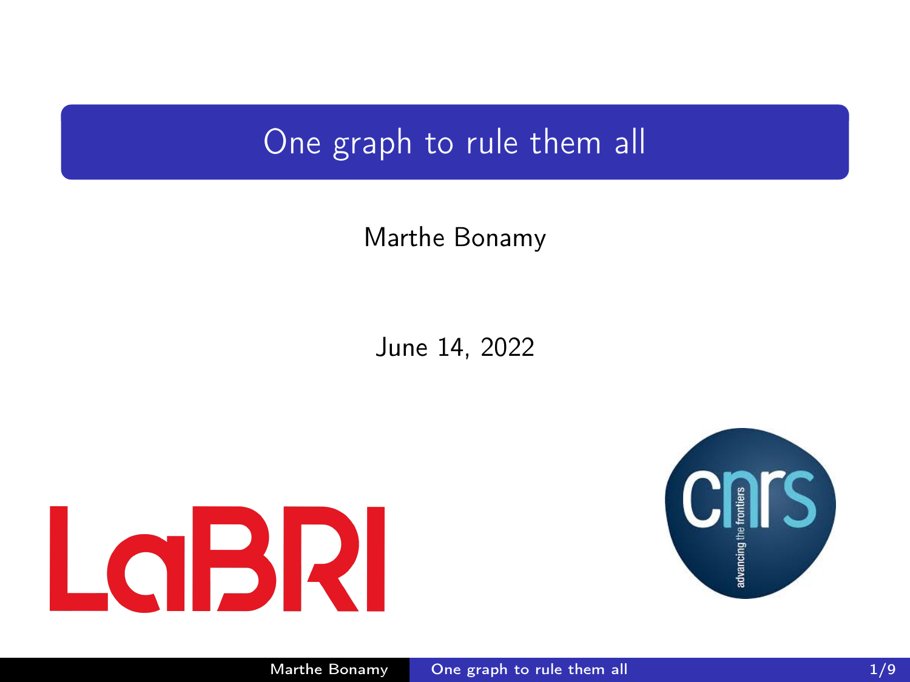# One graph to rule them all

Marthe Bonamy

June 14, 2022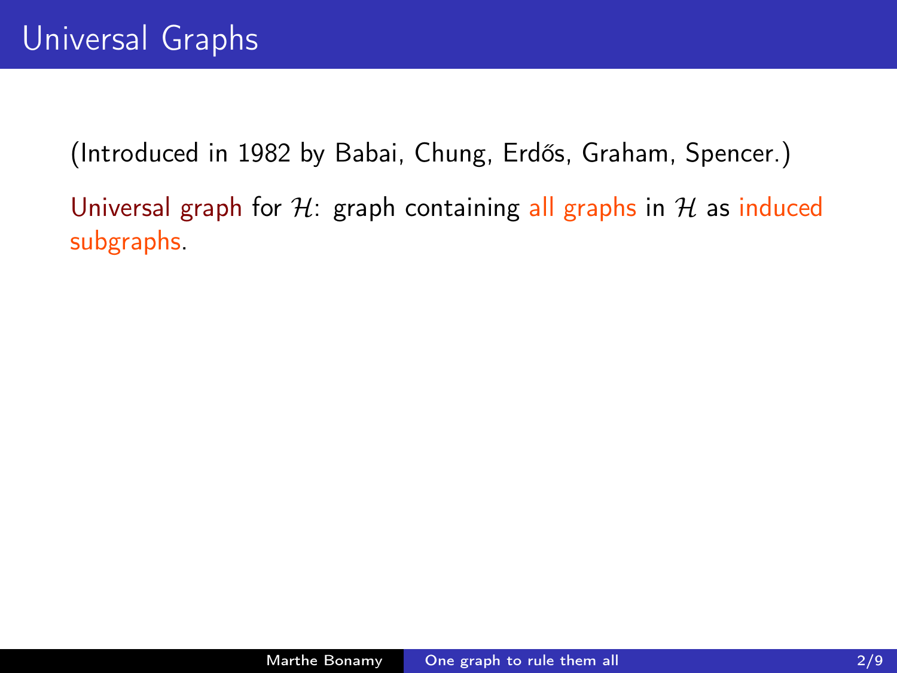# Universal Graphs

(Introduced in 1982 by Babai, Chung, Erdős, Graham, Spencer.)

Universal graph for $\mathcal{H}$: graph containing all graphs in $\mathcal{H}$ as induced subgraphs.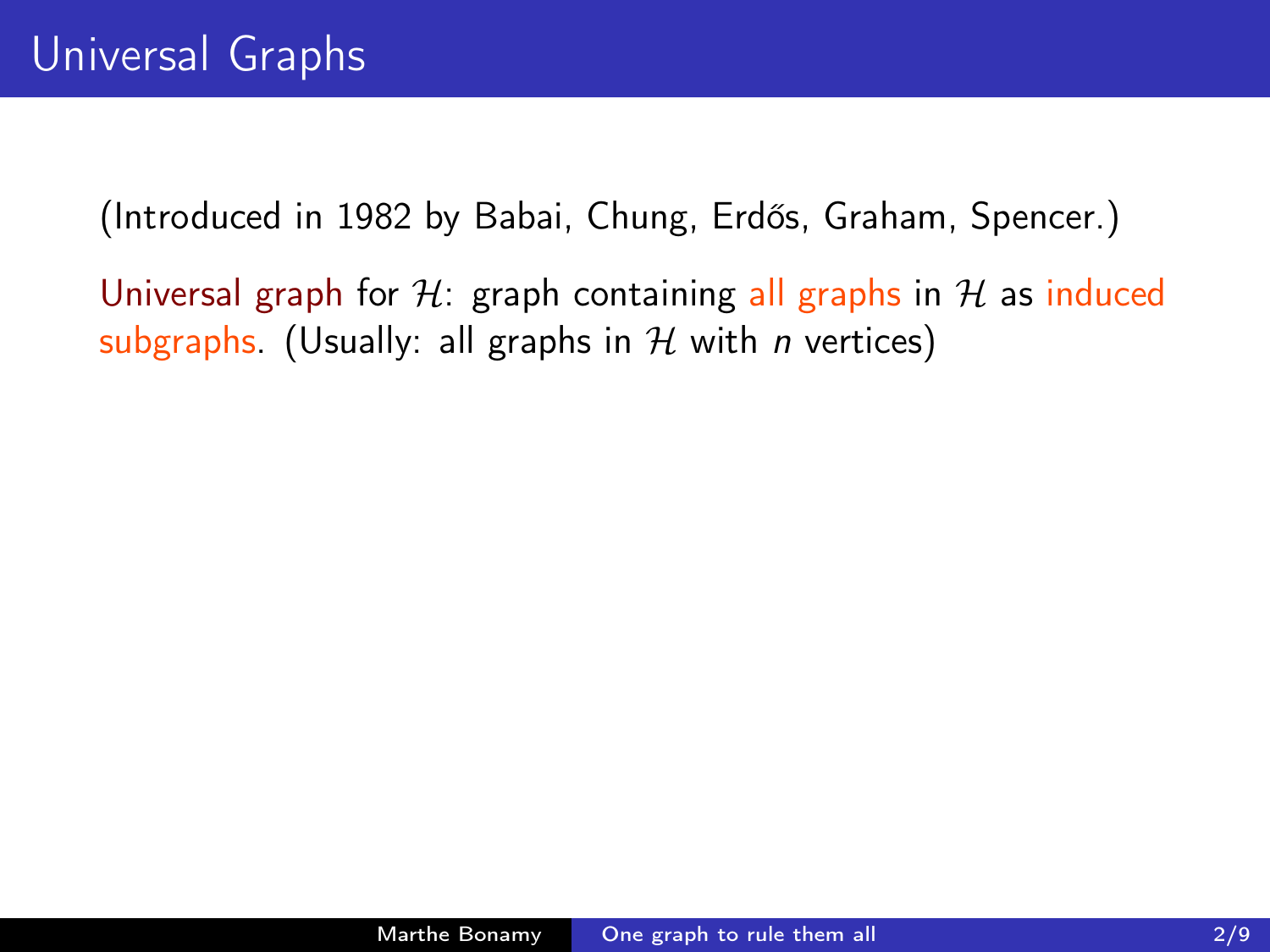# Universal Graphs

(Introduced in 1982 by Babai, Chung, Erdős, Graham, Spencer.)

Universal graph for $\mathcal{H}$: graph containing all graphs in $\mathcal{H}$ as induced subgraphs. (Usually: all graphs in $\mathcal{H}$ with $n$ vertices)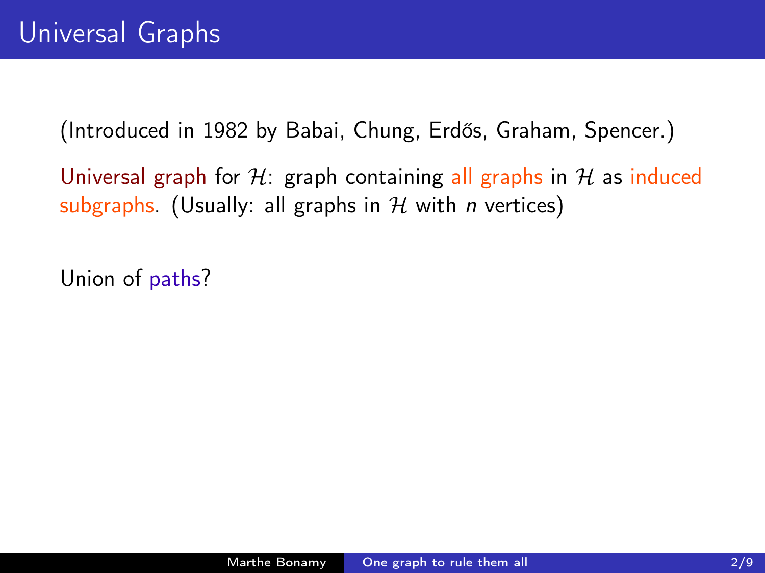# Universal Graphs

(Introduced in 1982 by Babai, Chung, Erdős, Graham, Spencer.)

Universal graph for $\mathcal{H}$: graph containing all graphs in $\mathcal{H}$ as induced subgraphs. (Usually: all graphs in $\mathcal{H}$ with $n$ vertices)

Union of paths?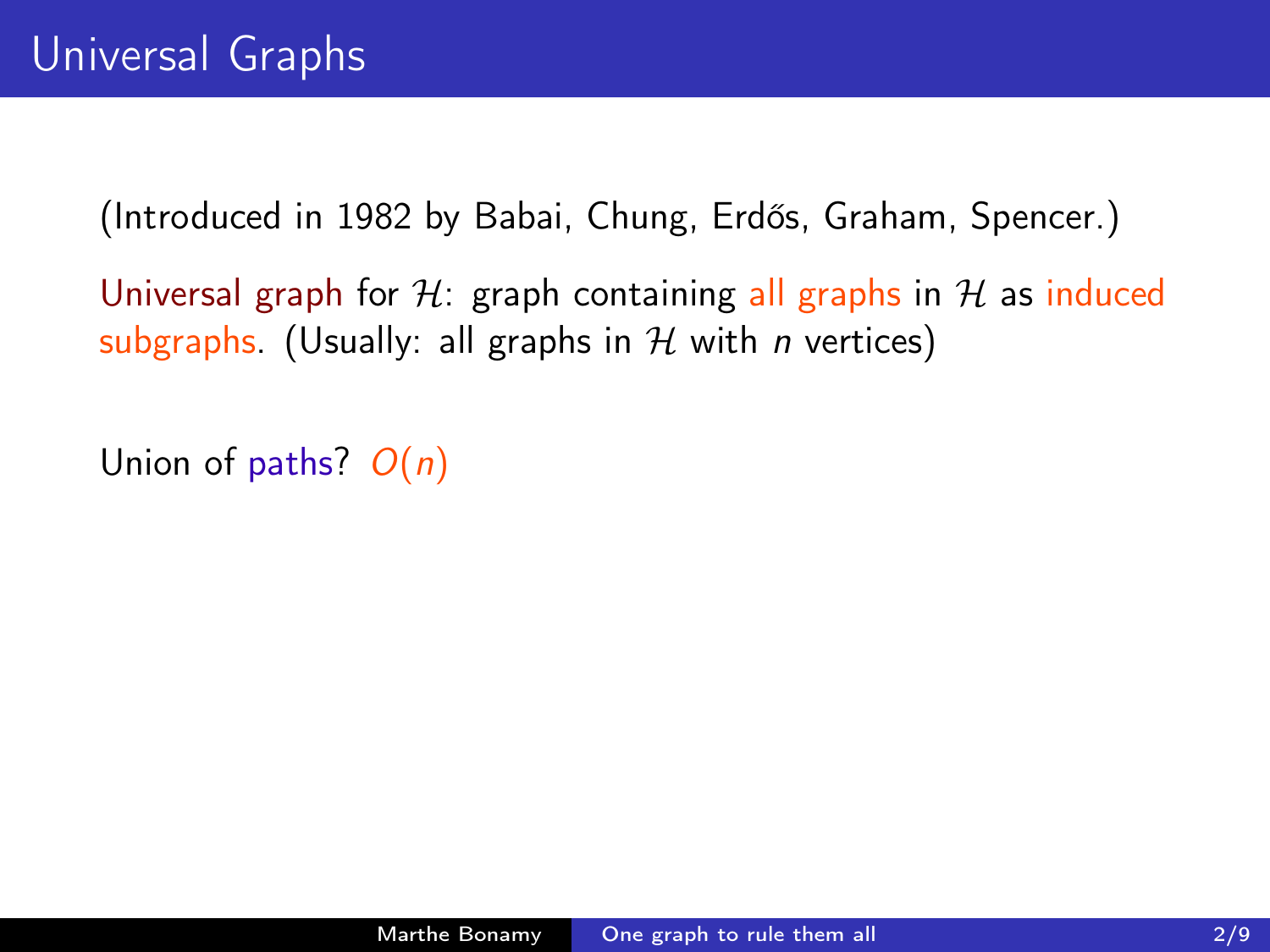# Universal Graphs

(Introduced in 1982 by Babai, Chung, Erdős, Graham, Spencer.)

Universal graph for $\mathcal{H}$: graph containing all graphs in $\mathcal{H}$ as induced subgraphs. (Usually: all graphs in $\mathcal{H}$ with $n$ vertices)

Union of paths? $O(n)$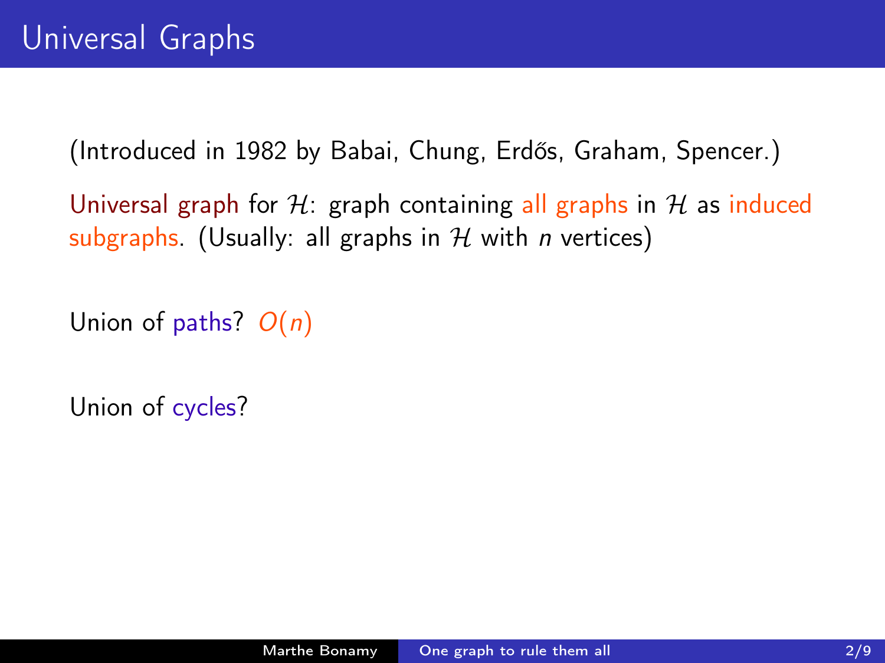# Universal Graphs

(Introduced in 1982 by Babai, Chung, Erdős, Graham, Spencer.)

Universal graph for $\mathcal{H}$: graph containing all graphs in $\mathcal{H}$ as induced subgraphs. (Usually: all graphs in $\mathcal{H}$ with $n$ vertices)

Union of paths? $O(n)$

Union of cycles?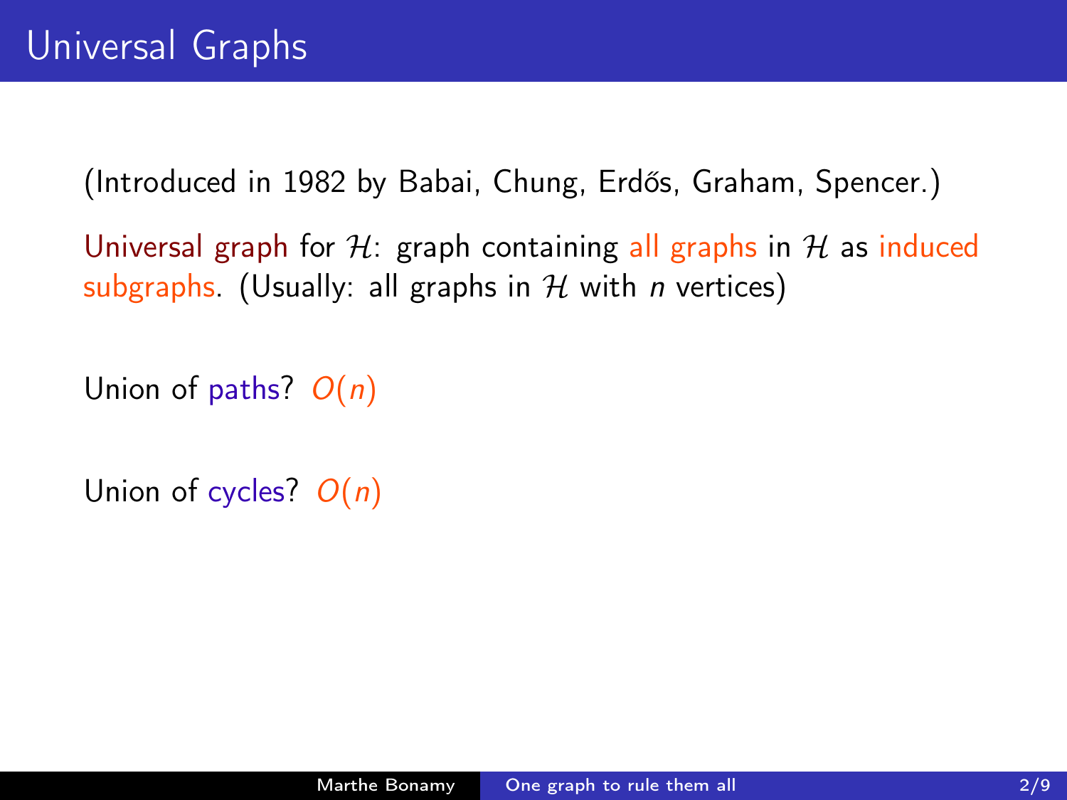# Universal Graphs

(Introduced in 1982 by Babai, Chung, Erdős, Graham, Spencer.)

Universal graph for $\mathcal{H}$: graph containing all graphs in $\mathcal{H}$ as induced subgraphs. (Usually: all graphs in $\mathcal{H}$ with $n$ vertices)

Union of paths? $O(n)$

Union of cycles? $O(n)$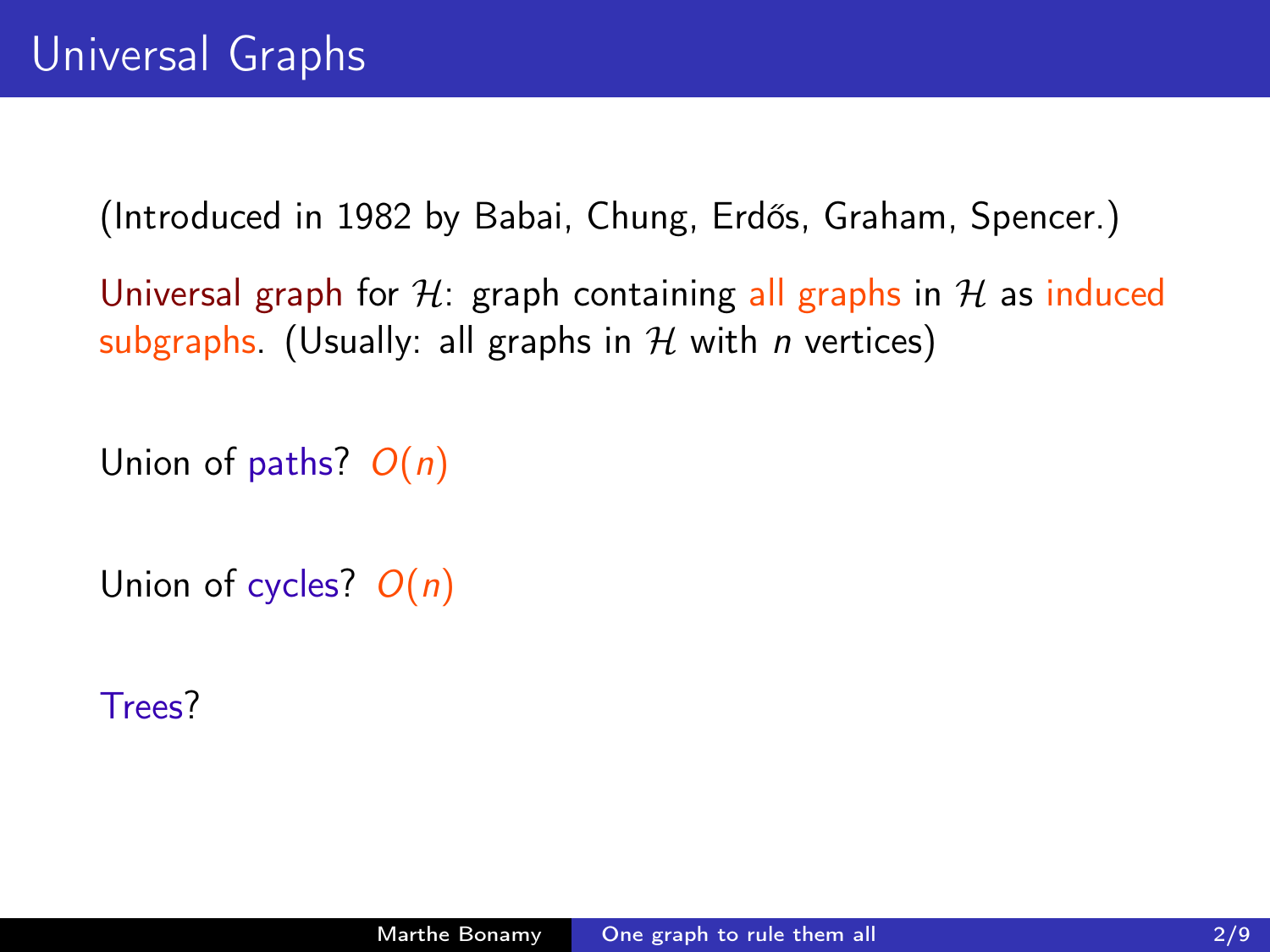# Universal Graphs

(Introduced in 1982 by Babai, Chung, Erdős, Graham, Spencer.)

Universal graph for $\mathcal{H}$: graph containing all graphs in $\mathcal{H}$ as induced subgraphs. (Usually: all graphs in $\mathcal{H}$ with $n$ vertices)

Union of paths? $O(n)$

Union of cycles? $O(n)$

Trees?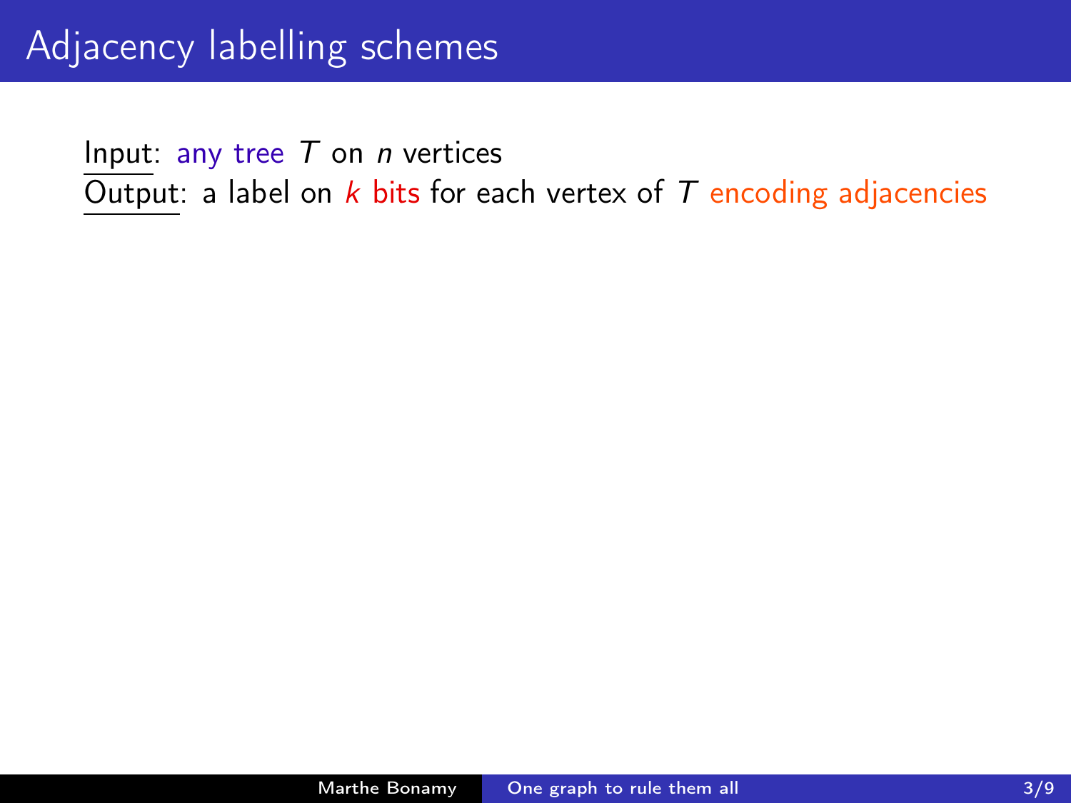# Adjacency labelling schemes

Input: any tree $T$ on $n$ vertices

Output: a label on $k$ bits for each vertex of $T$ encoding adjacencies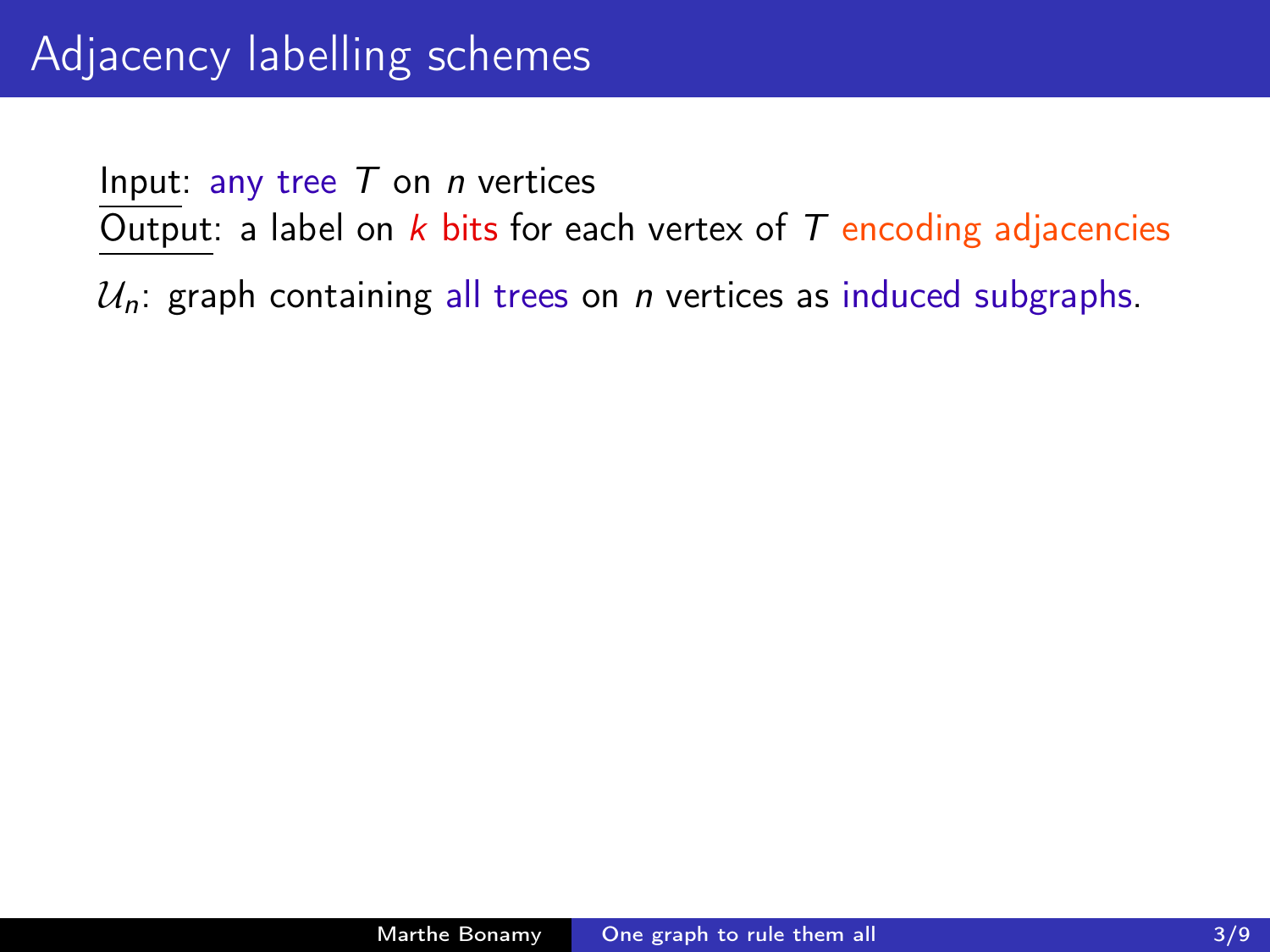# Adjacency labelling schemes

Input: any tree $T$ on $n$ vertices
Output: a label on $k$ bits for each vertex of $T$ encoding adjacencies

$\mathcal{U}_n$: graph containing all trees on $n$ vertices as induced subgraphs.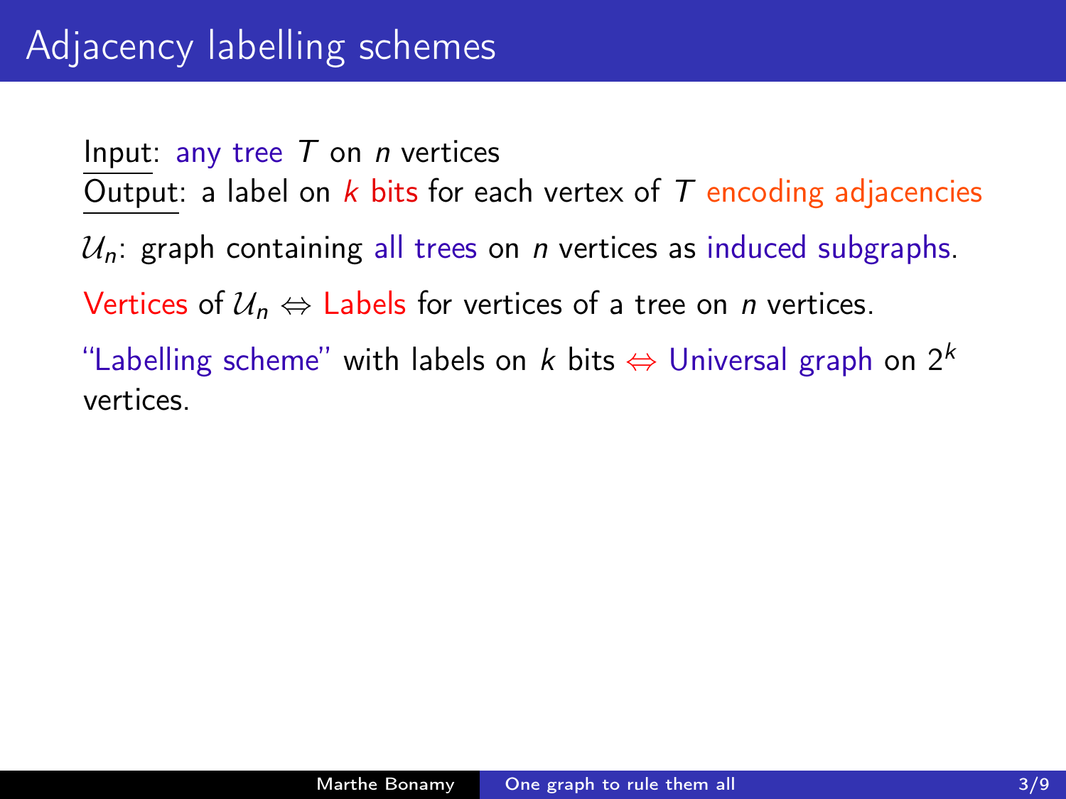# Adjacency labelling schemes

Input: any tree $T$ on $n$ vertices

Output: a label on $k$ bits for each vertex of $T$ encoding adjacencies

$\mathcal{U}_n$: graph containing all trees on $n$ vertices as induced subgraphs.

Vertices of $\mathcal{U}_n \Leftrightarrow$ Labels for vertices of a tree on $n$ vertices.

"Labelling scheme" with labels on $k$ bits $\Leftrightarrow$ Universal graph on $2^k$ vertices.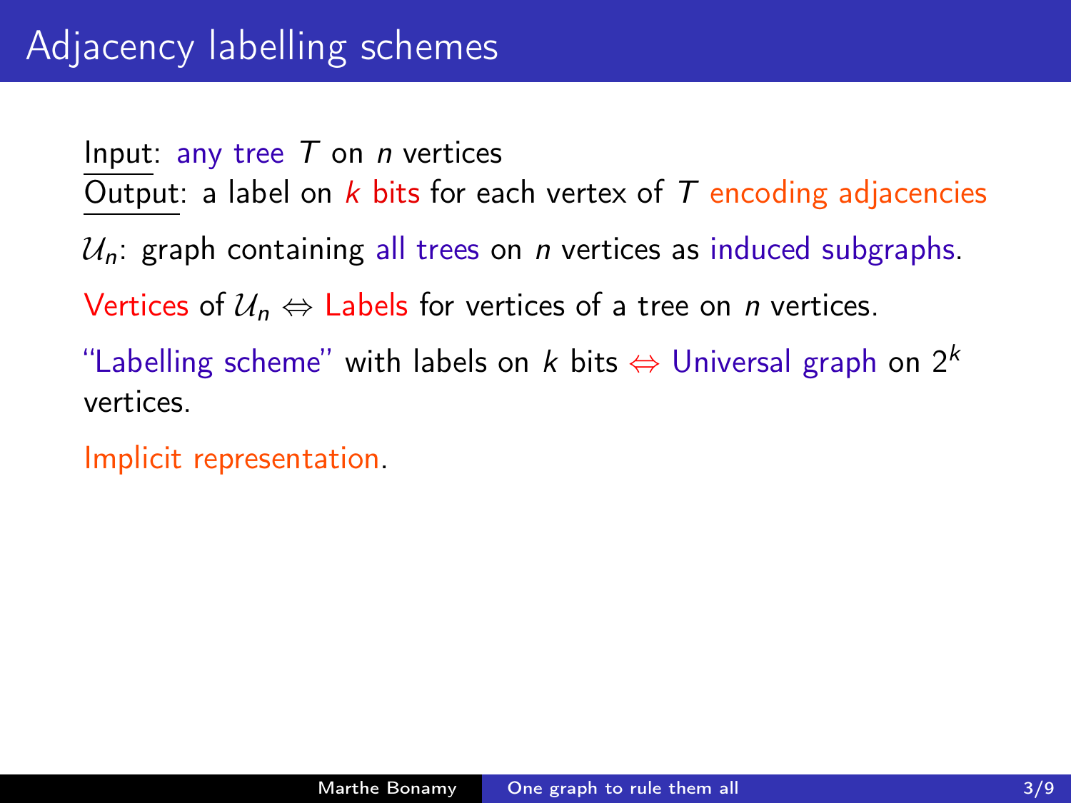# Adjacency labelling schemes

Input: any tree $T$ on $n$ vertices
Output: a label on $k$ bits for each vertex of $T$ encoding adjacencies

$\mathcal{U}_n$: graph containing all trees on $n$ vertices as induced subgraphs.

Vertices of $\mathcal{U}_n \Leftrightarrow$ Labels for vertices of a tree on $n$ vertices.

"Labelling scheme" with labels on $k$ bits $\Leftrightarrow$ Universal graph on $2^k$ vertices.

Implicit representation.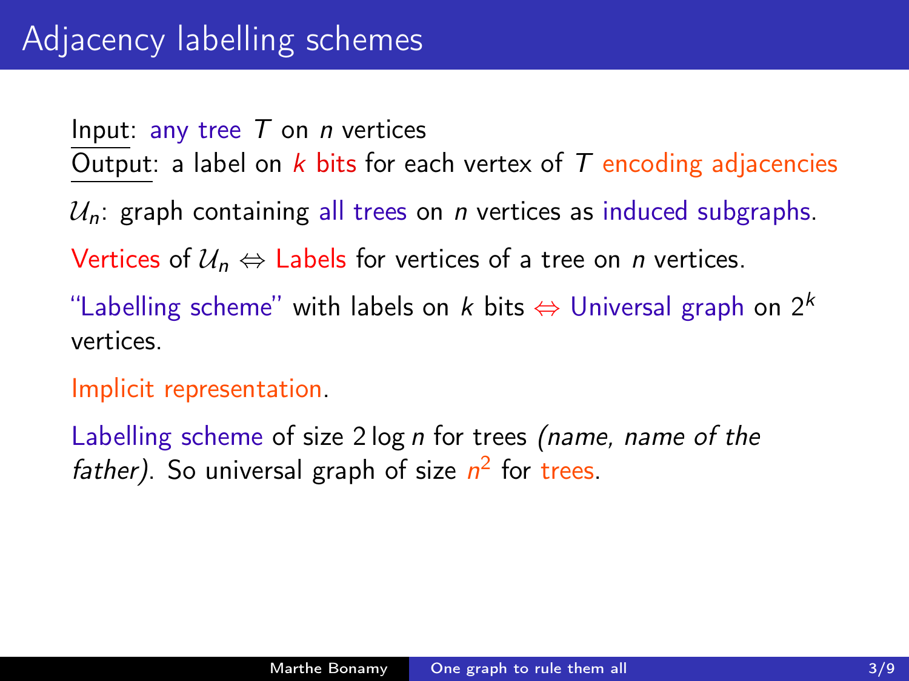# Adjacency labelling schemes

Input: any tree $T$ on $n$ vertices
Output: a label on $k$ bits for each vertex of $T$ encoding adjacencies

$\mathcal{U}_n$: graph containing all trees on $n$ vertices as induced subgraphs.

Vertices of $\mathcal{U}_n$ $\Leftrightarrow$ Labels for vertices of a tree on $n$ vertices.

"Labelling scheme" with labels on $k$ bits $\Leftrightarrow$ Universal graph on $2^k$ vertices.

Implicit representation.

Labelling scheme of size $2 \log n$ for trees *(name, name of the father)*. So universal graph of size $n^2$ for trees.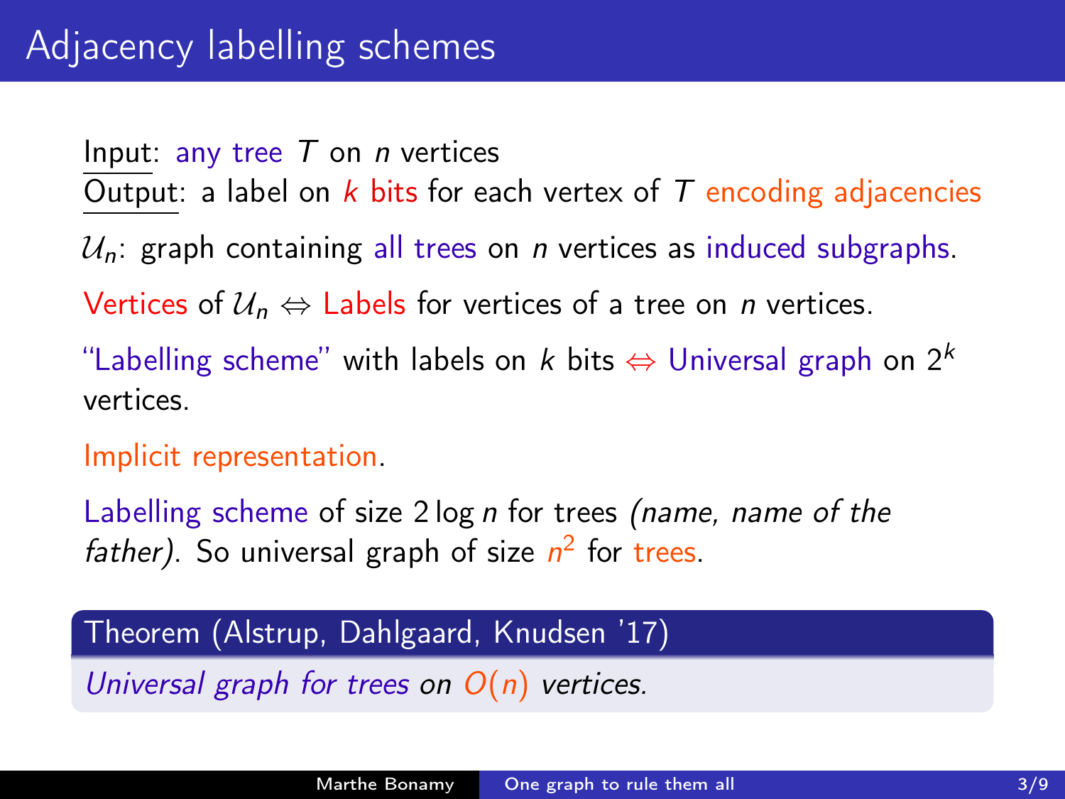# Adjacency labelling schemes

Input: any tree $T$ on $n$ vertices
Output: a label on $k$ bits for each vertex of $T$ encoding adjacencies

$\mathcal{U}_n$: graph containing all trees on $n$ vertices as induced subgraphs.

Vertices of $\mathcal{U}_n$ $\Leftrightarrow$ Labels for vertices of a tree on $n$ vertices.

"Labelling scheme" with labels on $k$ bits $\Leftrightarrow$ Universal graph on $2^k$ vertices.

Implicit representation.

Labelling scheme of size $2 \log n$ for trees *(name, name of the father)*. So universal graph of size $n^2$ for trees.

**Theorem (Alstrup, Dahlgaard, Knudsen '17)**

*Universal graph for trees on $O(n)$ vertices.*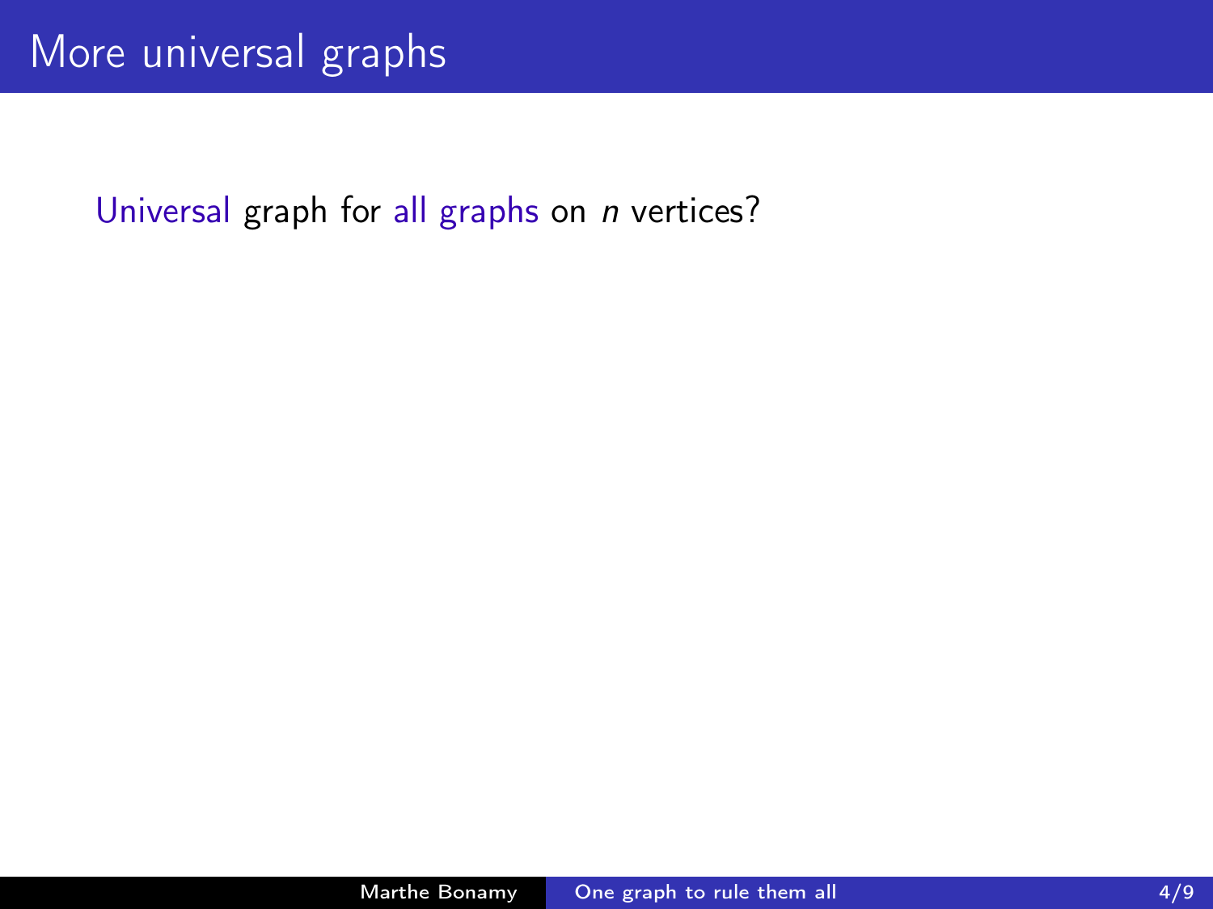# More universal graphs

Universal graph for all graphs on $n$ vertices?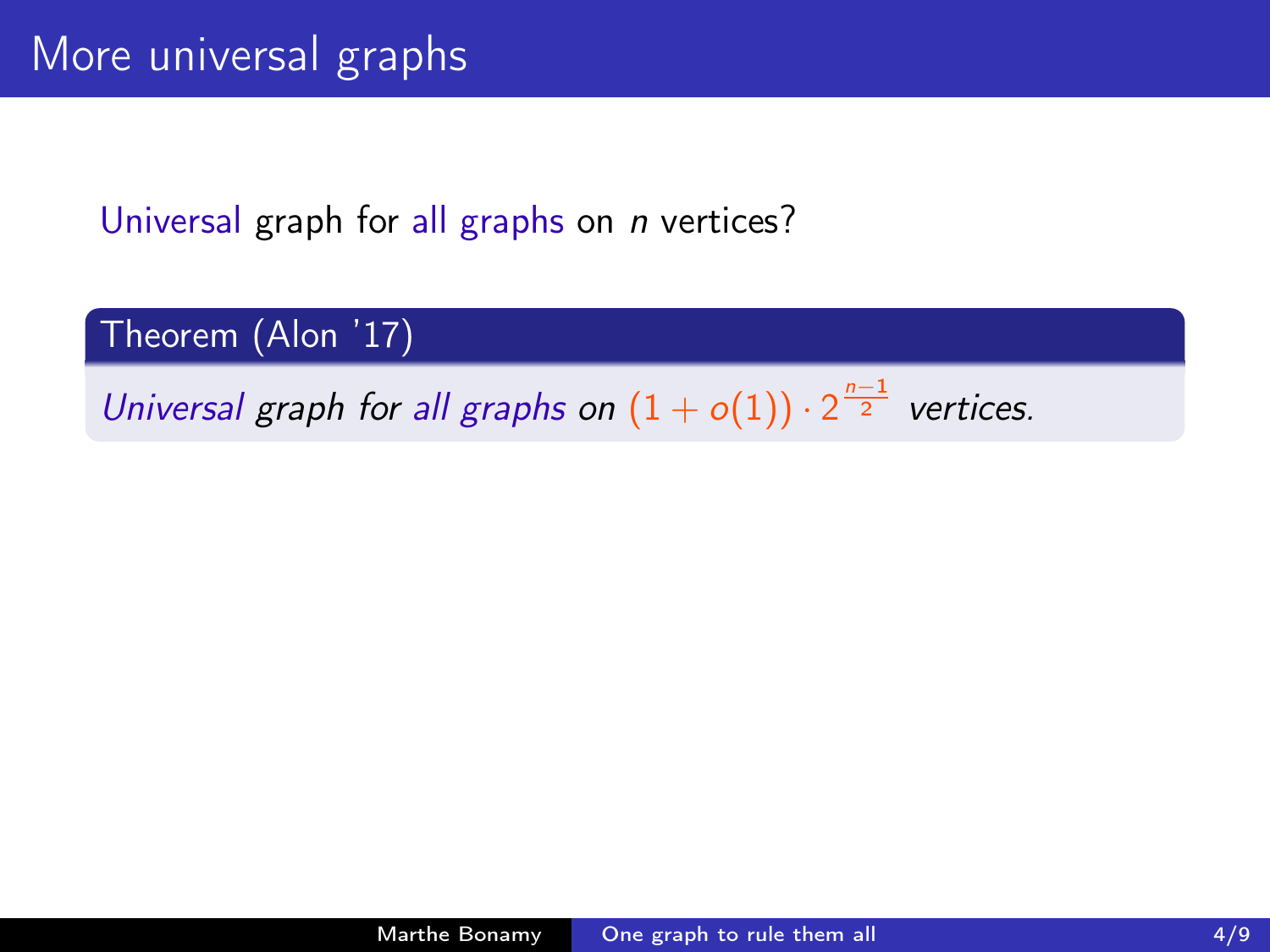# More universal graphs

Universal graph for all graphs on $n$ vertices?

**Theorem (Alon '17)**

*Universal graph for all graphs on $(1 + o(1)) \cdot 2^{\frac{n-1}{2}}$ vertices.*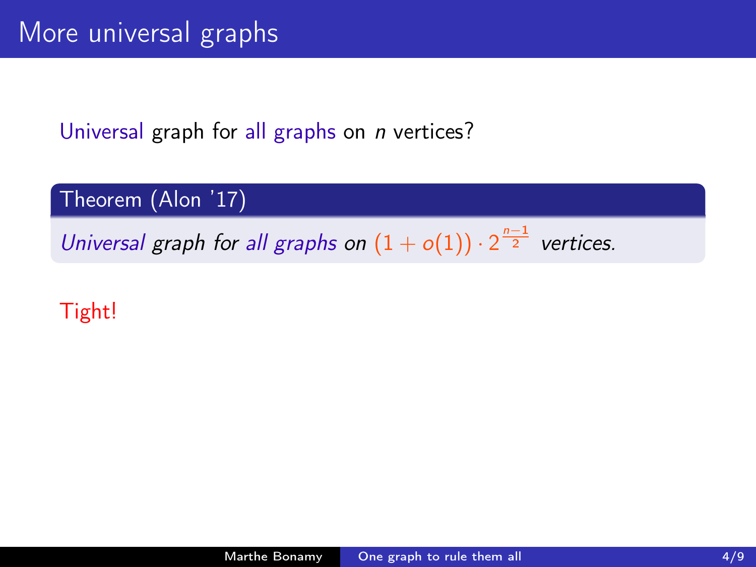# More universal graphs

Universal graph for all graphs on $n$ vertices?

**Theorem (Alon '17)**

*Universal graph for all graphs on $(1 + o(1)) \cdot 2^{\frac{n-1}{2}}$ vertices.*

Tight!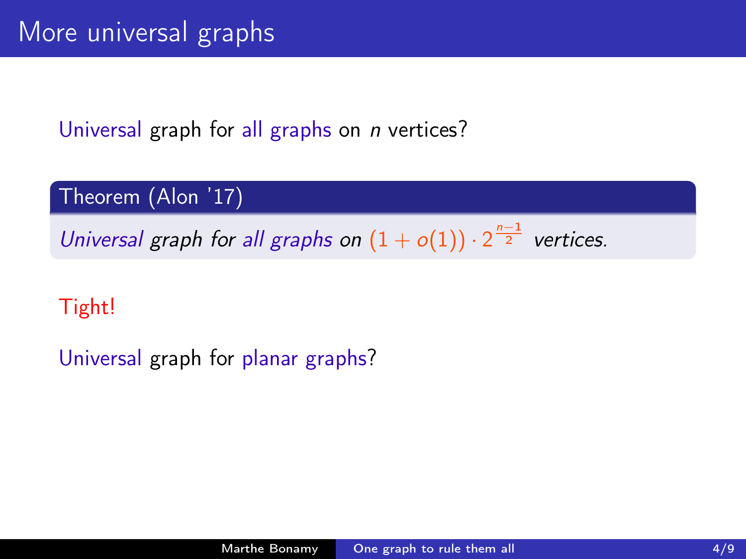# More universal graphs

Universal graph for all graphs on $n$ vertices?

**Theorem (Alon '17)**

*Universal graph for all graphs on $(1 + o(1)) \cdot 2^{\frac{n-1}{2}}$ vertices.*

Tight!

Universal graph for planar graphs?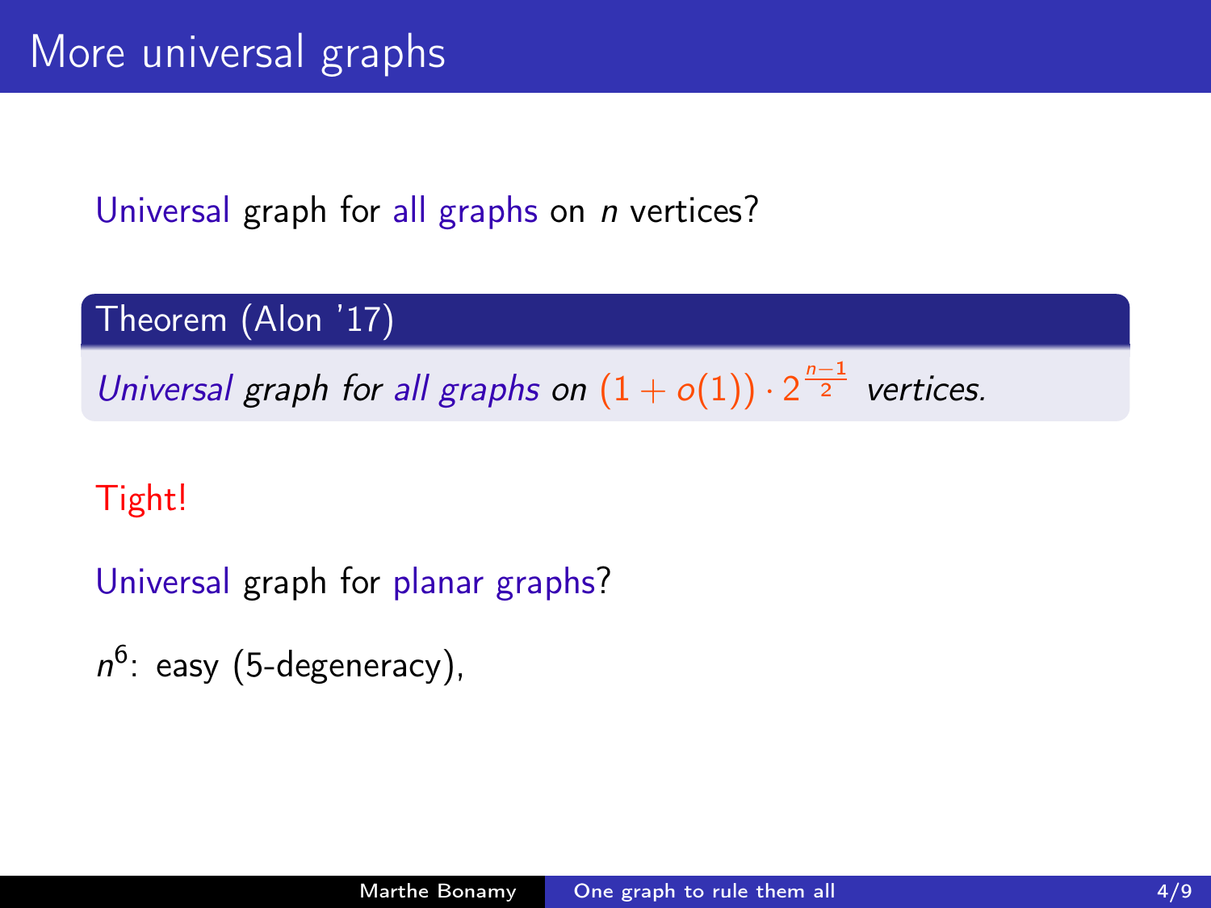# More universal graphs

Universal graph for all graphs on $n$ vertices?

**Theorem (Alon '17)**

*Universal graph for all graphs on* $(1 + o(1)) \cdot 2^{\frac{n-1}{2}}$ *vertices.*

Tight!

Universal graph for planar graphs?

$n^6$: easy (5-degeneracy),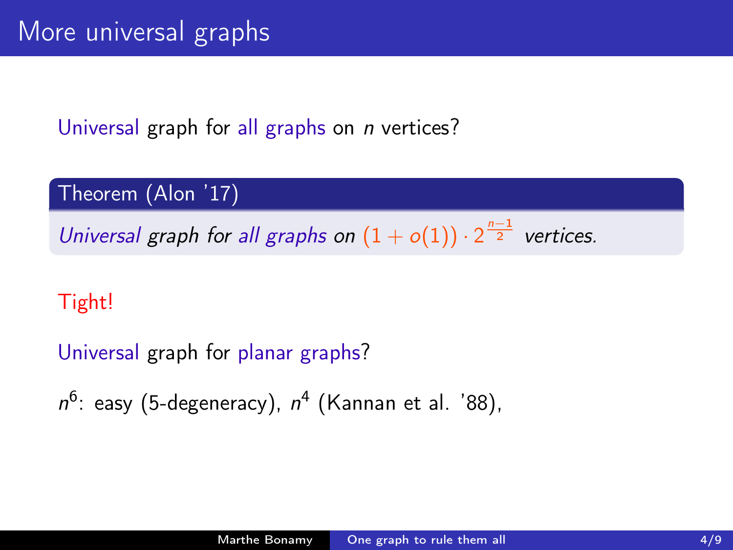# More universal graphs

Universal graph for all graphs on $n$ vertices?

**Theorem (Alon '17)**

*Universal graph for all graphs on $(1 + o(1)) \cdot 2^{\frac{n-1}{2}}$ vertices.*

Tight!

Universal graph for planar graphs?

$n^6$: easy (5-degeneracy), $n^4$ (Kannan et al. '88),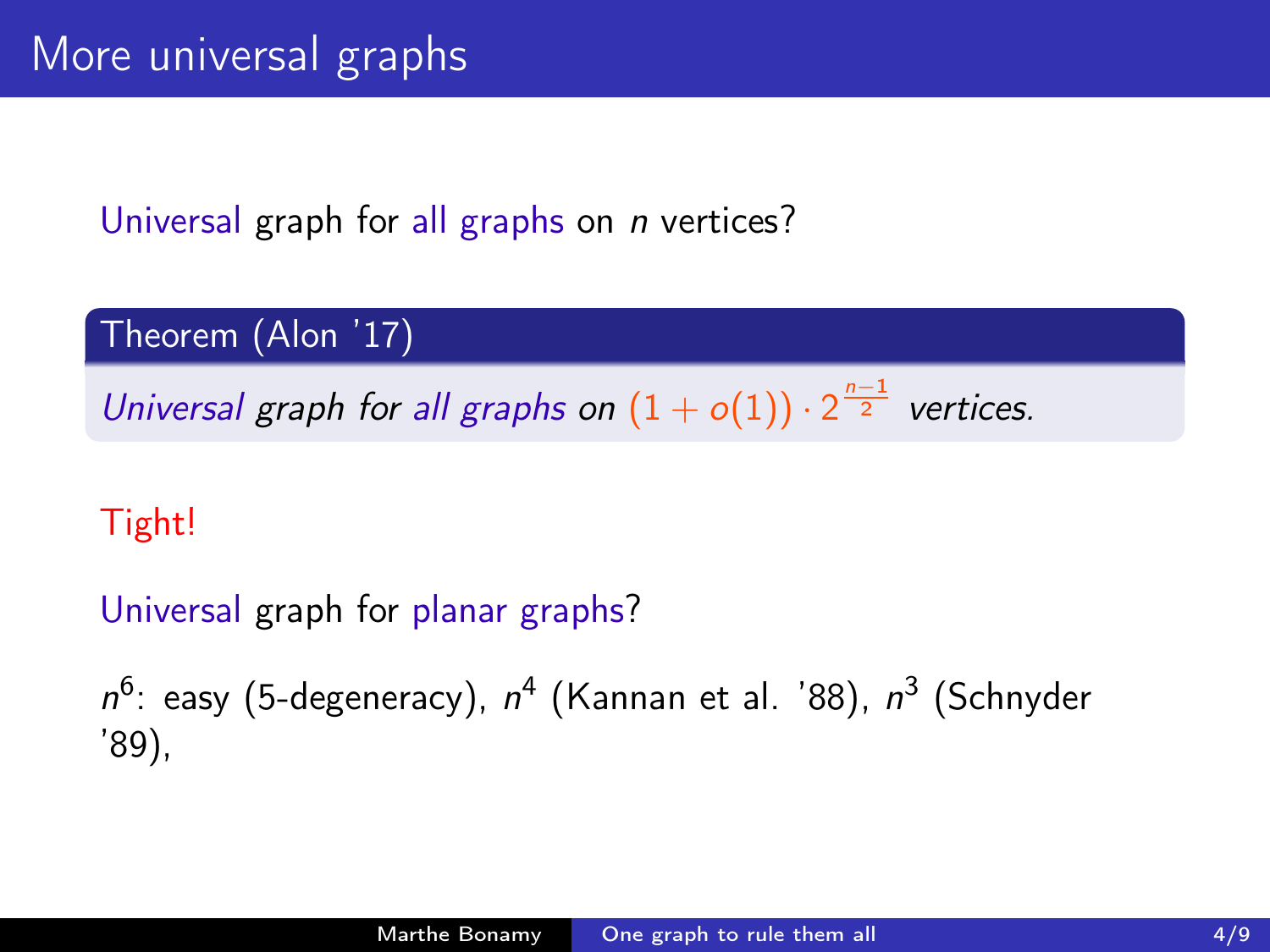# More universal graphs

Universal graph for all graphs on $n$ vertices?

**Theorem (Alon '17)**

*Universal graph for all graphs on $(1 + o(1)) \cdot 2^{\frac{n-1}{2}}$ vertices.*

Tight!

Universal graph for planar graphs?

$n^6$: easy (5-degeneracy), $n^4$ (Kannan et al. '88), $n^3$ (Schnyder '89),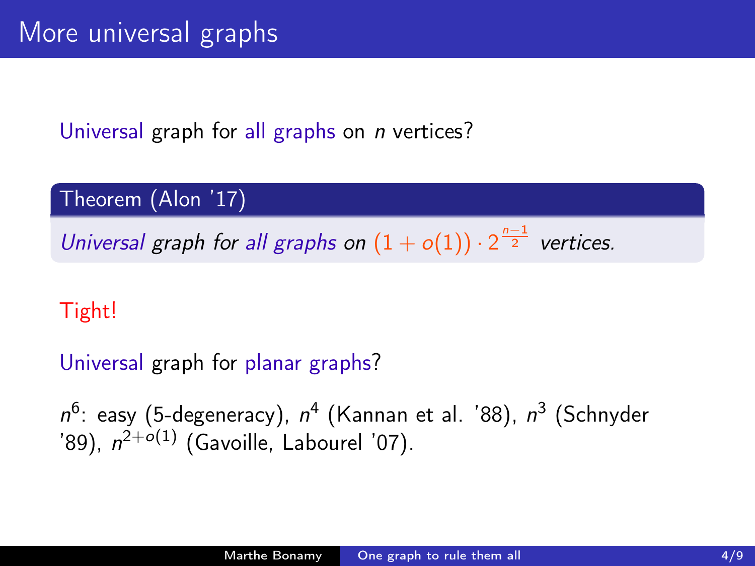# More universal graphs

Universal graph for all graphs on $n$ vertices?

**Theorem (Alon '17)**

*Universal graph for all graphs on $(1 + o(1)) \cdot 2^{\frac{n-1}{2}}$ vertices.*

Tight!

Universal graph for planar graphs?

$n^6$: easy (5-degeneracy), $n^4$ (Kannan et al. '88), $n^3$ (Schnyder '89), $n^{2+o(1)}$ (Gavoille, Labourel '07).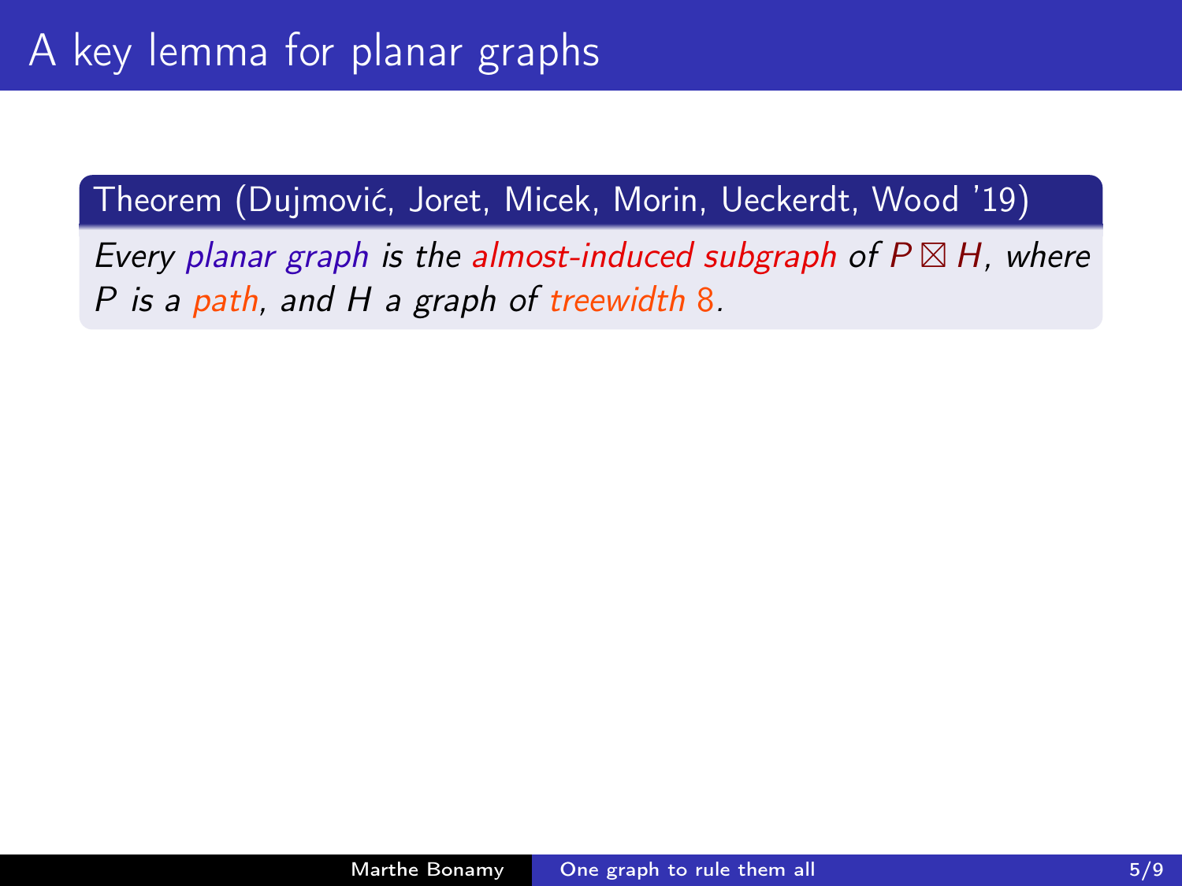# A key lemma for planar graphs

**Theorem (Dujmović, Joret, Micek, Morin, Ueckerdt, Wood '19)**

*Every planar graph is the almost-induced subgraph of $P \boxtimes H$, where $P$ is a path, and $H$ a graph of treewidth 8.*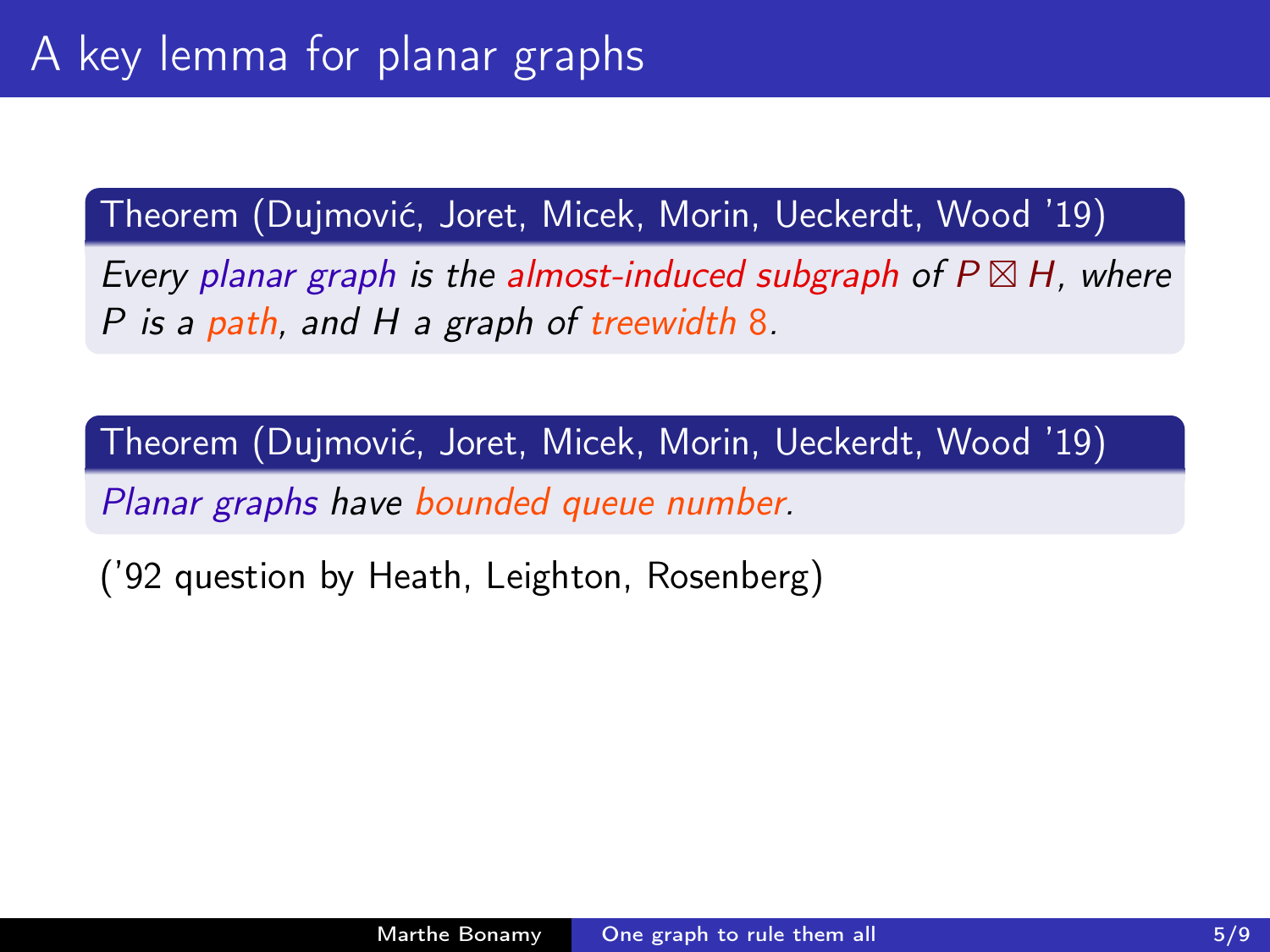# A key lemma for planar graphs

**Theorem (Dujmović, Joret, Micek, Morin, Ueckerdt, Wood '19)**

*Every planar graph is the almost-induced subgraph of $P \boxtimes H$, where $P$ is a path, and $H$ a graph of treewidth 8.*

**Theorem (Dujmović, Joret, Micek, Morin, Ueckerdt, Wood '19)**

*Planar graphs have bounded queue number.*

('92 question by Heath, Leighton, Rosenberg)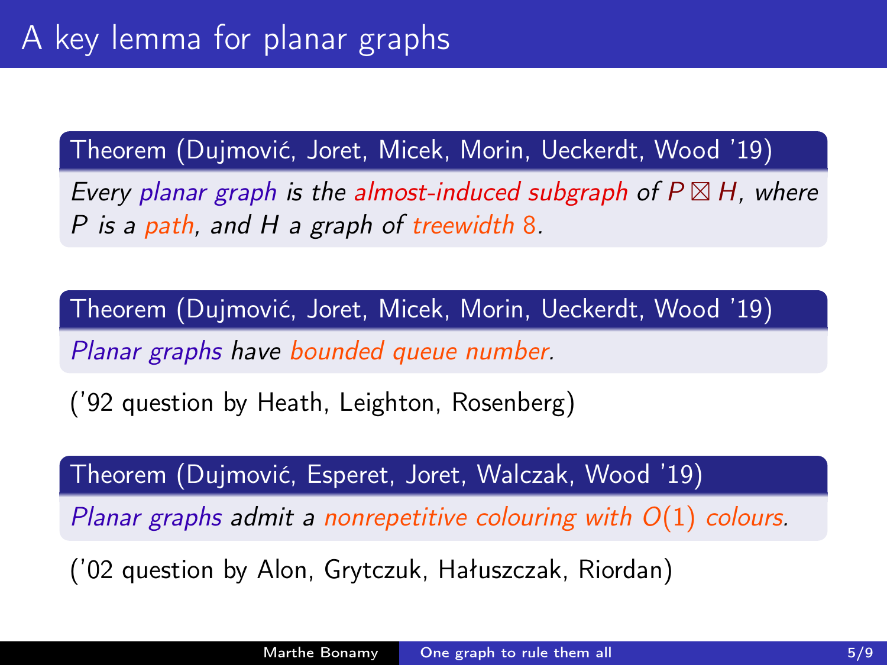# A key lemma for planar graphs

**Theorem (Dujmović, Joret, Micek, Morin, Ueckerdt, Wood '19)**

*Every planar graph is the almost-induced subgraph of $P \boxtimes H$, where $P$ is a path, and $H$ a graph of treewidth $8$.*

**Theorem (Dujmović, Joret, Micek, Morin, Ueckerdt, Wood '19)**

*Planar graphs have bounded queue number.*

('92 question by Heath, Leighton, Rosenberg)

**Theorem (Dujmović, Esperet, Joret, Walczak, Wood '19)**

*Planar graphs admit a nonrepetitive colouring with $O(1)$ colours.*

('02 question by Alon, Grytczuk, Hałuszczak, Riordan)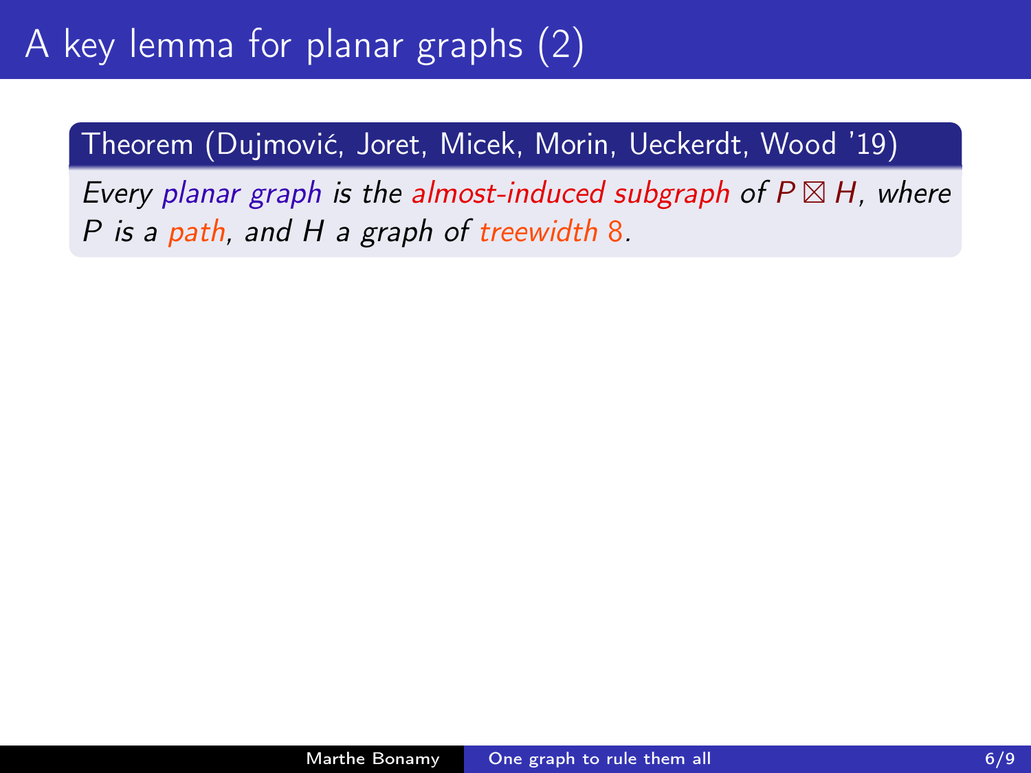# A key lemma for planar graphs (2)

**Theorem (Dujmović, Joret, Micek, Morin, Ueckerdt, Wood '19)**

*Every planar graph is the almost-induced subgraph of $P \boxtimes H$, where $P$ is a path, and $H$ a graph of treewidth 8.*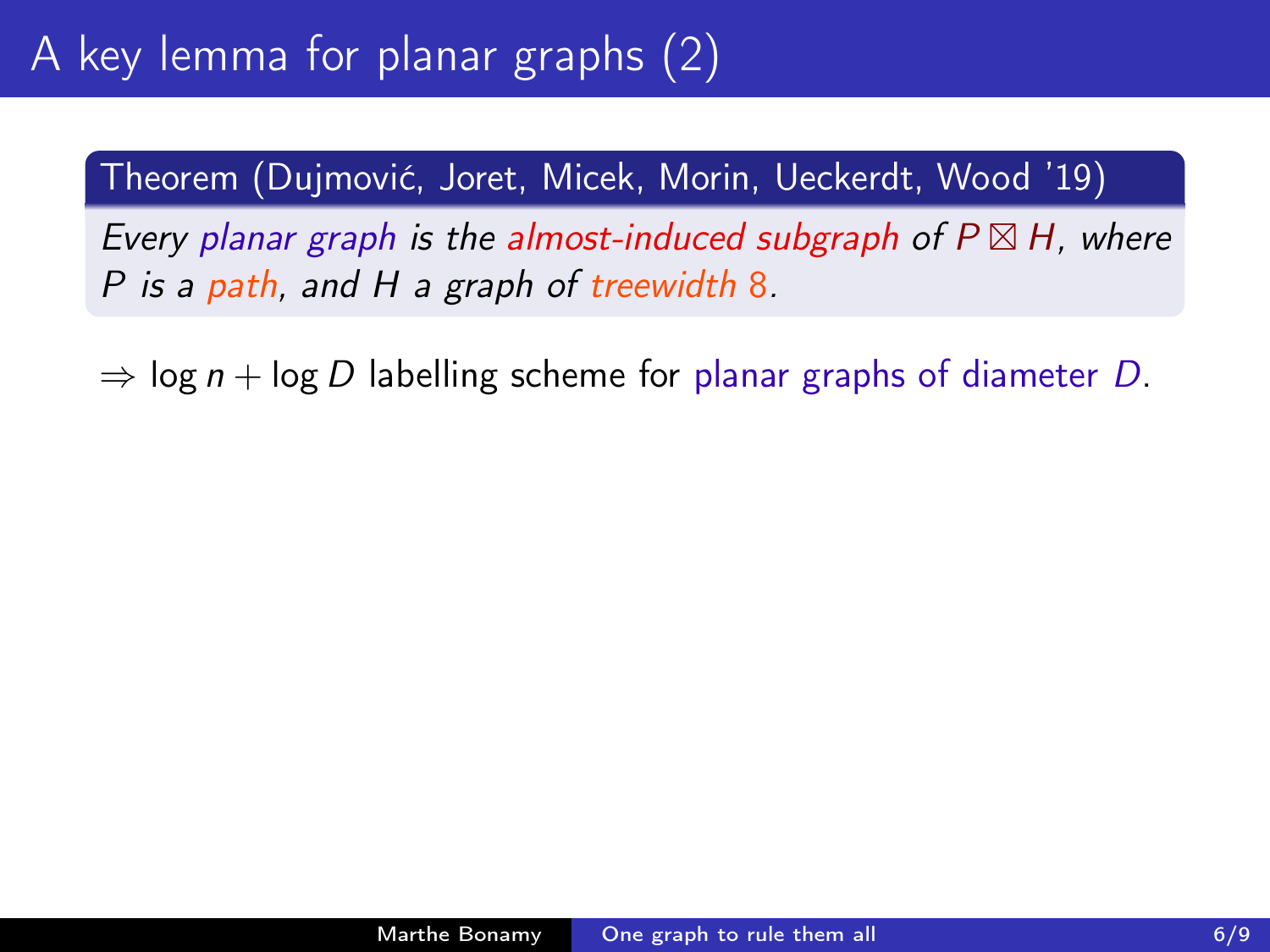# A key lemma for planar graphs (2)

**Theorem (Dujmović, Joret, Micek, Morin, Ueckerdt, Wood '19)**

*Every planar graph is the almost-induced subgraph of $P \boxtimes H$, where $P$ is a path, and $H$ a graph of treewidth 8.*

$\Rightarrow \log n + \log D$ labelling scheme for planar graphs of diameter $D$.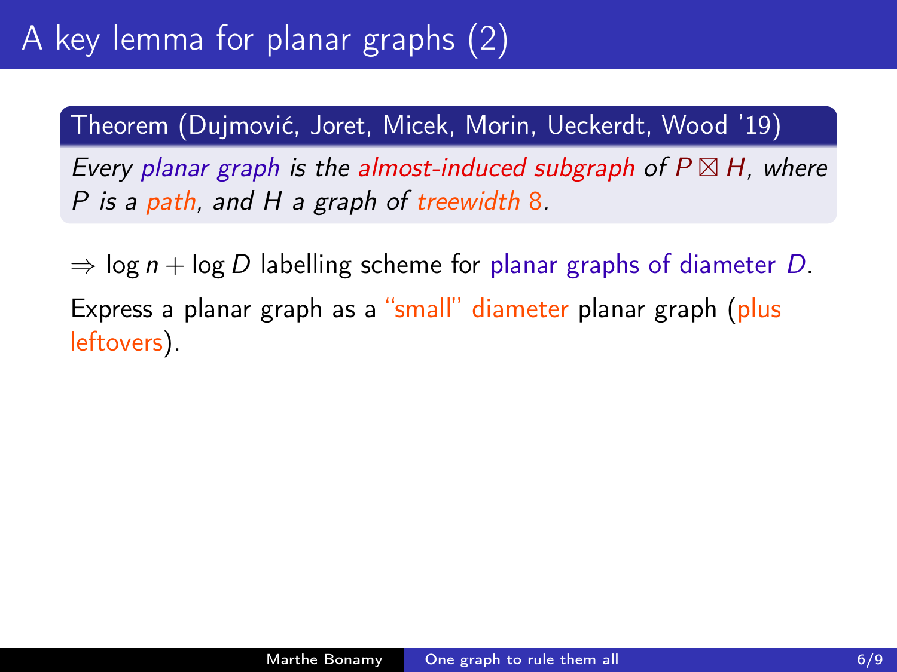# A key lemma for planar graphs (2)

**Theorem (Dujmović, Joret, Micek, Morin, Ueckerdt, Wood '19)**

*Every planar graph is the almost-induced subgraph of $P \boxtimes H$, where $P$ is a path, and $H$ a graph of treewidth 8.*

$\Rightarrow \log n + \log D$ labelling scheme for planar graphs of diameter $D$.

Express a planar graph as a "small" diameter planar graph (plus leftovers).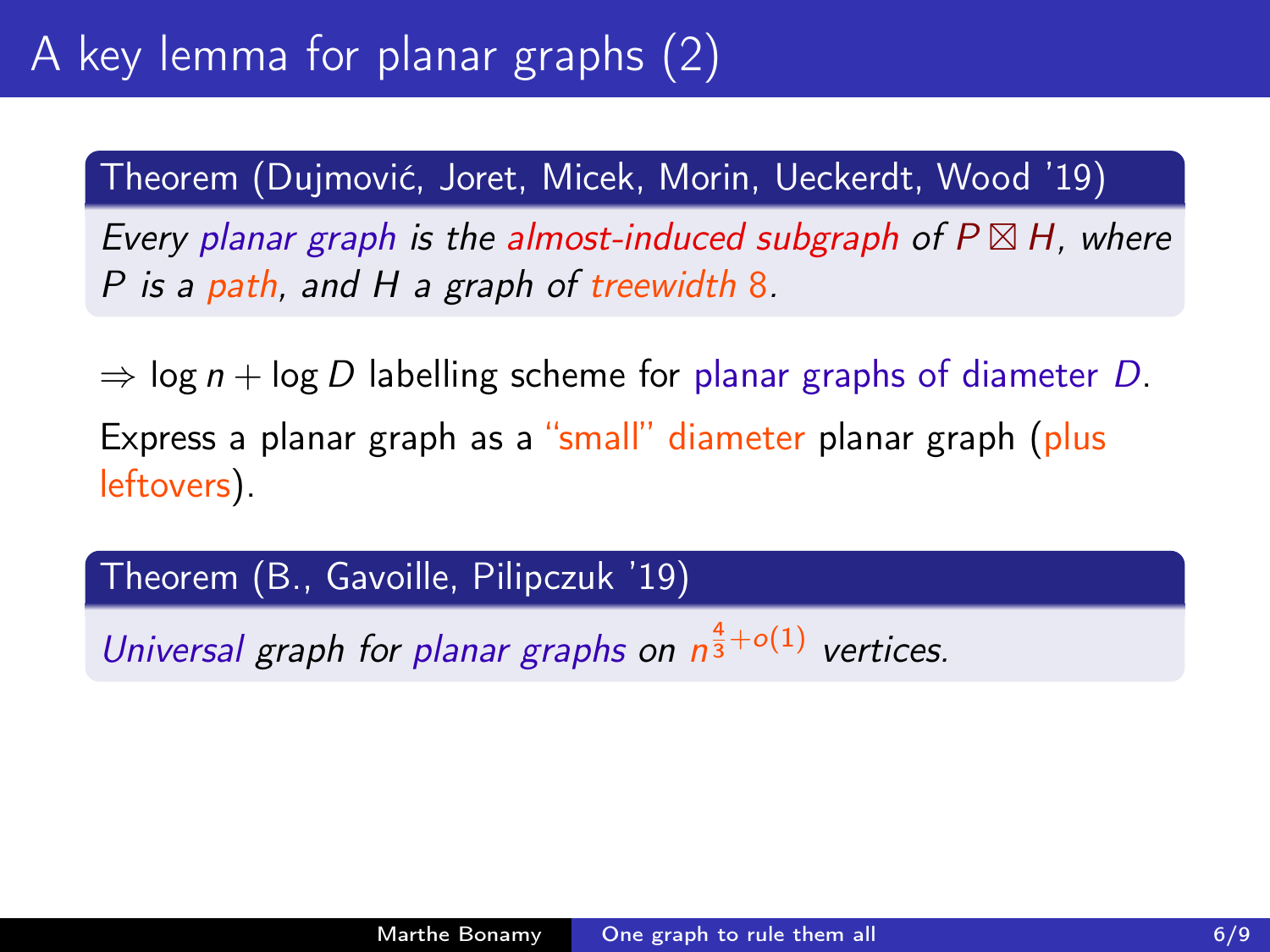# A key lemma for planar graphs (2)

**Theorem (Dujmović, Joret, Micek, Morin, Ueckerdt, Wood '19)**

*Every planar graph is the almost-induced subgraph of $P \boxtimes H$, where $P$ is a path, and $H$ a graph of treewidth 8.*

$\Rightarrow \log n + \log D$ labelling scheme for planar graphs of diameter $D$.

Express a planar graph as a "small" diameter planar graph (plus leftovers).

**Theorem (B., Gavoille, Pilipczuk '19)**

*Universal graph for planar graphs on $n^{\frac{4}{3}+o(1)}$ vertices.*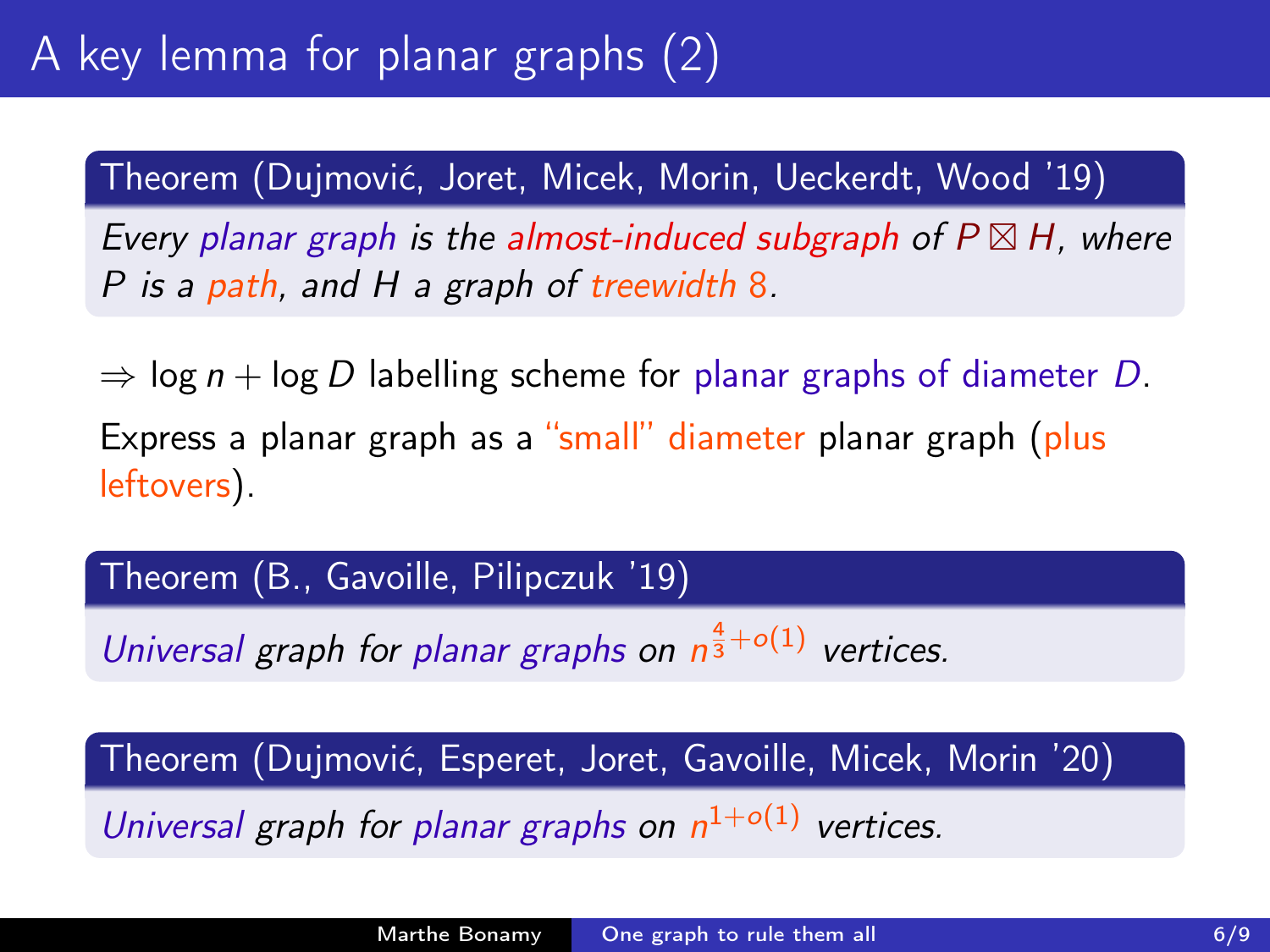# A key lemma for planar graphs (2)

**Theorem (Dujmović, Joret, Micek, Morin, Ueckerdt, Wood '19)**

*Every planar graph is the almost-induced subgraph of $P \boxtimes H$, where $P$ is a path, and $H$ a graph of treewidth 8.*

$\Rightarrow \log n + \log D$ labelling scheme for planar graphs of diameter $D$.

Express a planar graph as a "small" diameter planar graph (plus leftovers).

**Theorem (B., Gavoille, Pilipczuk '19)**

*Universal graph for planar graphs on $n^{\frac{4}{3}+o(1)}$ vertices.*

**Theorem (Dujmović, Esperet, Joret, Gavoille, Micek, Morin '20)**

*Universal graph for planar graphs on $n^{1+o(1)}$ vertices.*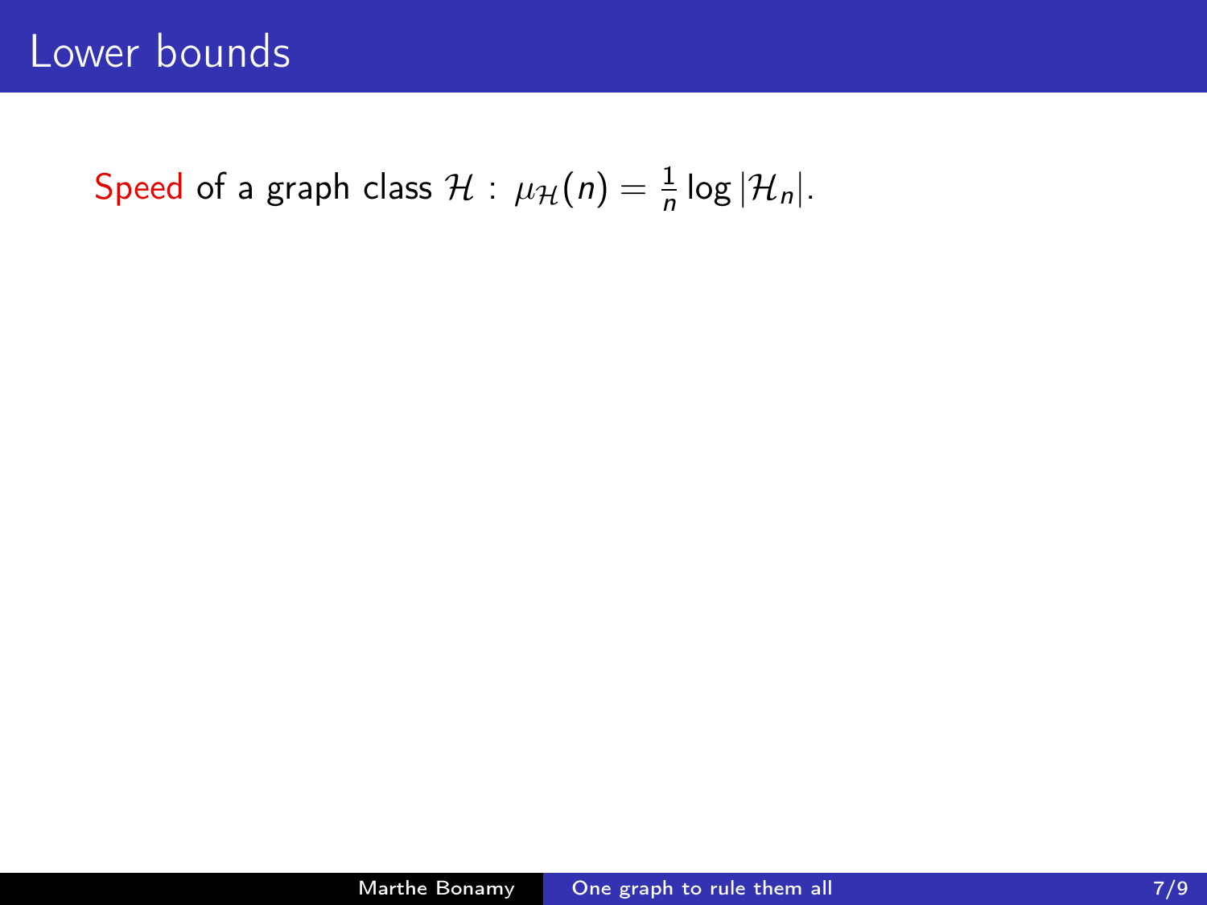# Lower bounds

Speed of a graph class $\mathcal{H}$ : $\mu_{\mathcal{H}}(n) = \frac{1}{n} \log |\mathcal{H}_n|$.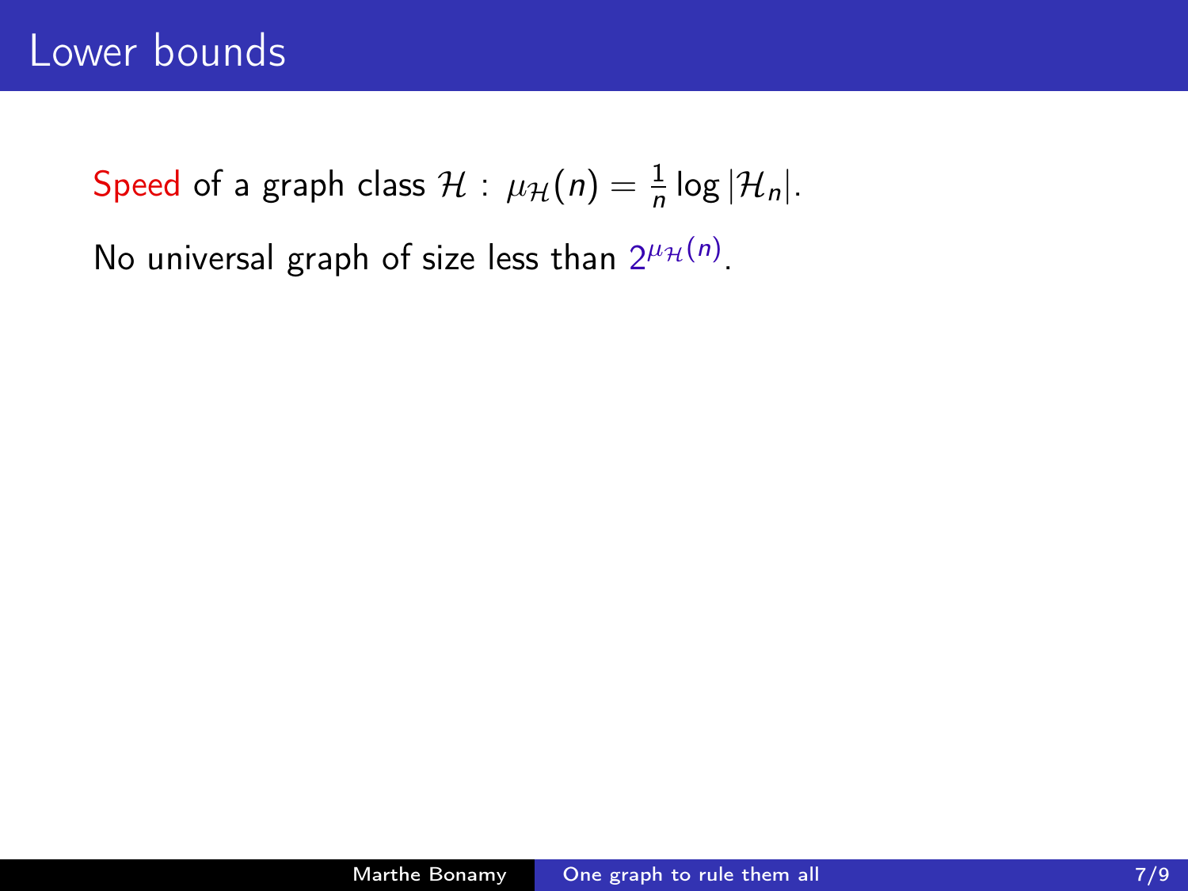# Lower bounds

Speed of a graph class $\mathcal{H}$ : $\mu_{\mathcal{H}}(n) = \frac{1}{n} \log |\mathcal{H}_n|$.

No universal graph of size less than $2^{\mu_{\mathcal{H}}(n)}$.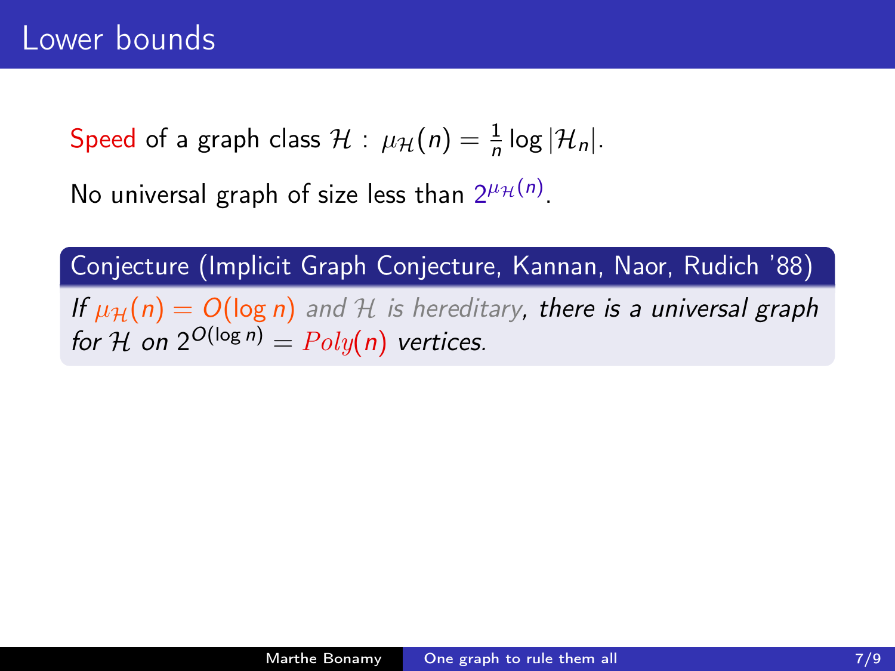# Lower bounds

Speed of a graph class $\mathcal{H}$ : $\mu_{\mathcal{H}}(n) = \frac{1}{n} \log |\mathcal{H}_n|$.

No universal graph of size less than $2^{\mu_{\mathcal{H}}(n)}$.

**Conjecture (Implicit Graph Conjecture, Kannan, Naor, Rudich '88)**

*If $\mu_{\mathcal{H}}(n) = O(\log n)$ and $\mathcal{H}$ is hereditary, there is a universal graph for $\mathcal{H}$ on $2^{O(\log n)} = Poly(n)$ vertices.*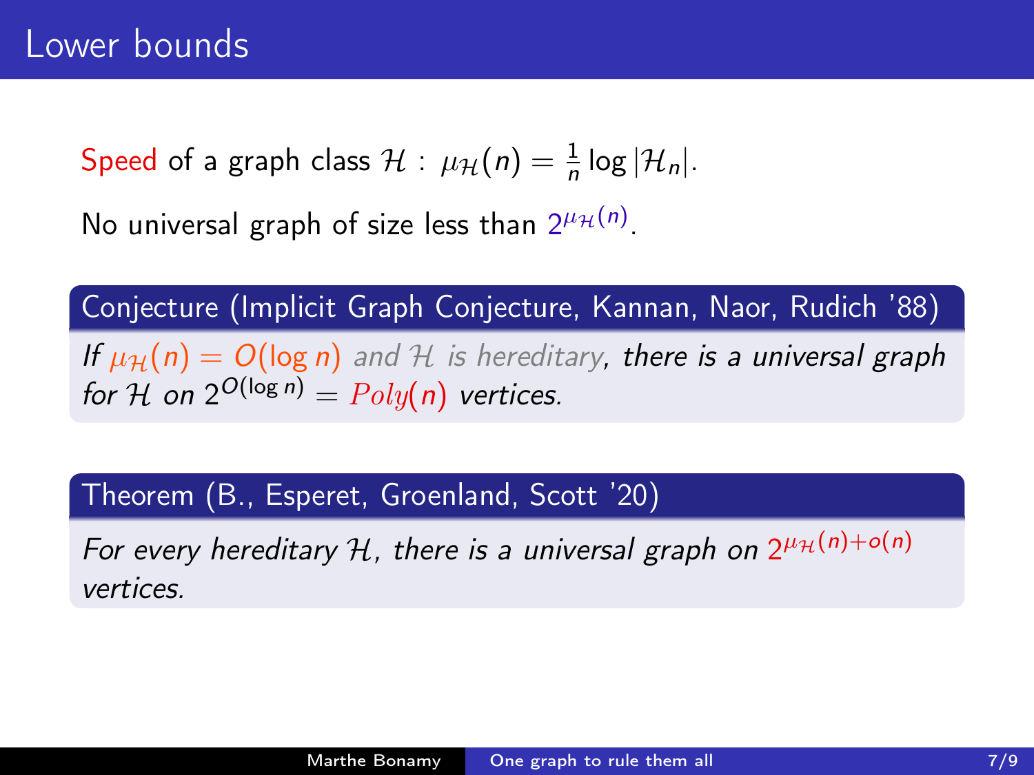# Lower bounds

Speed of a graph class $\mathcal{H}$ : $\mu_{\mathcal{H}}(n) = \frac{1}{n} \log |\mathcal{H}_n|$.

No universal graph of size less than $2^{\mu_{\mathcal{H}}(n)}$.

**Conjecture (Implicit Graph Conjecture, Kannan, Naor, Rudich '88)**

*If $\mu_{\mathcal{H}}(n) = O(\log n)$ and $\mathcal{H}$ is hereditary, there is a universal graph for $\mathcal{H}$ on $2^{O(\log n)} = Poly(n)$ vertices.*

**Theorem (B., Esperet, Groenland, Scott '20)**

*For every hereditary $\mathcal{H}$, there is a universal graph on $2^{\mu_{\mathcal{H}}(n)+o(n)}$ vertices.*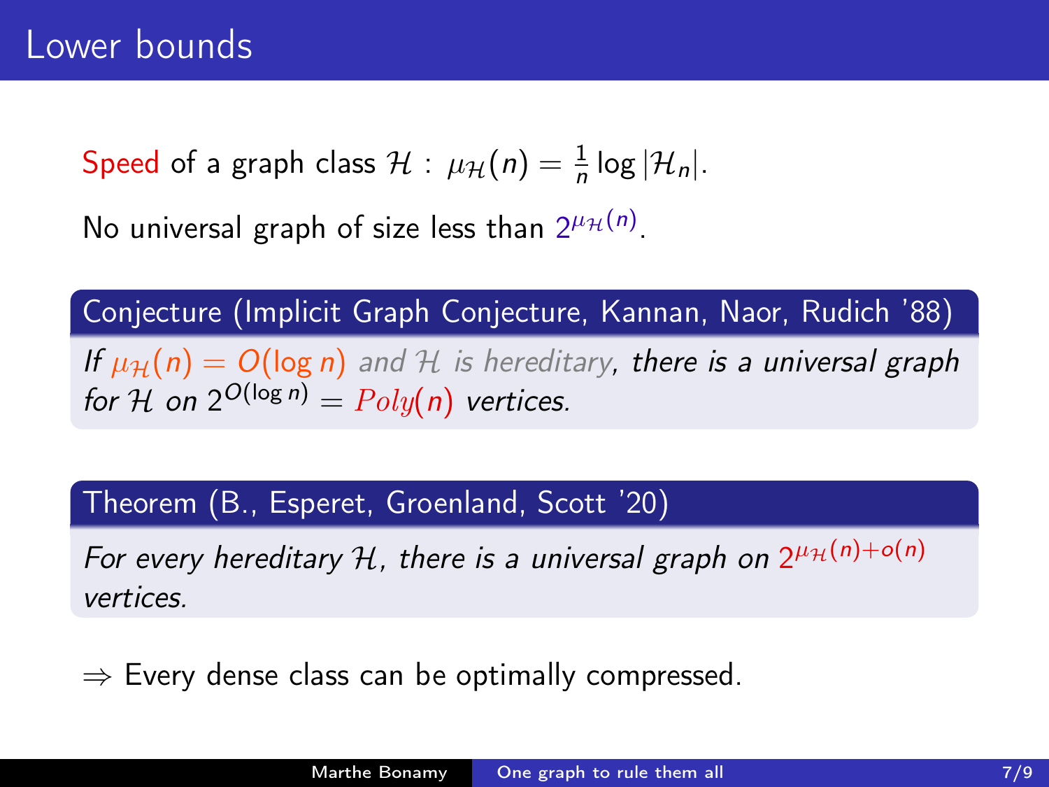# Lower bounds

Speed of a graph class $\mathcal{H}$ : $\mu_{\mathcal{H}}(n) = \frac{1}{n} \log |\mathcal{H}_n|$.

No universal graph of size less than $2^{\mu_{\mathcal{H}}(n)}$.

**Conjecture (Implicit Graph Conjecture, Kannan, Naor, Rudich '88)**

*If $\mu_{\mathcal{H}}(n) = O(\log n)$ and $\mathcal{H}$ is hereditary, there is a universal graph for $\mathcal{H}$ on $2^{O(\log n)} = Poly(n)$ vertices.*

**Theorem (B., Esperet, Groenland, Scott '20)**

*For every hereditary $\mathcal{H}$, there is a universal graph on $2^{\mu_{\mathcal{H}}(n)+o(n)}$ vertices.*

$\Rightarrow$ Every dense class can be optimally compressed.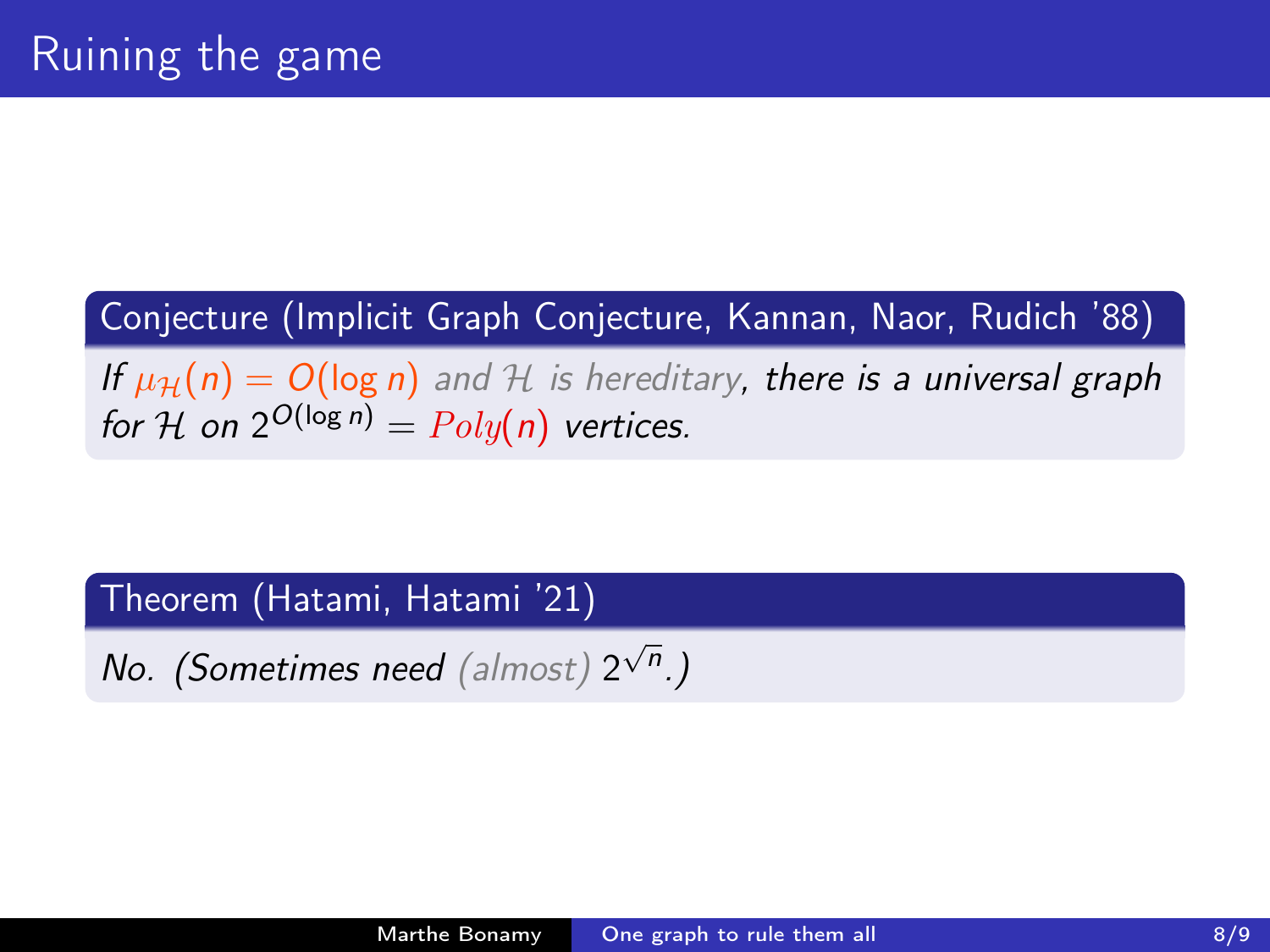# Ruining the game

**Conjecture (Implicit Graph Conjecture, Kannan, Naor, Rudich '88)**

*If $\mu_{\mathcal{H}}(n) = O(\log n)$ and $\mathcal{H}$ is hereditary, there is a universal graph for $\mathcal{H}$ on $2^{O(\log n)} = Poly(n)$ vertices.*

**Theorem (Hatami, Hatami '21)**

*No. (Sometimes need (almost) $2^{\sqrt{n}}$.)*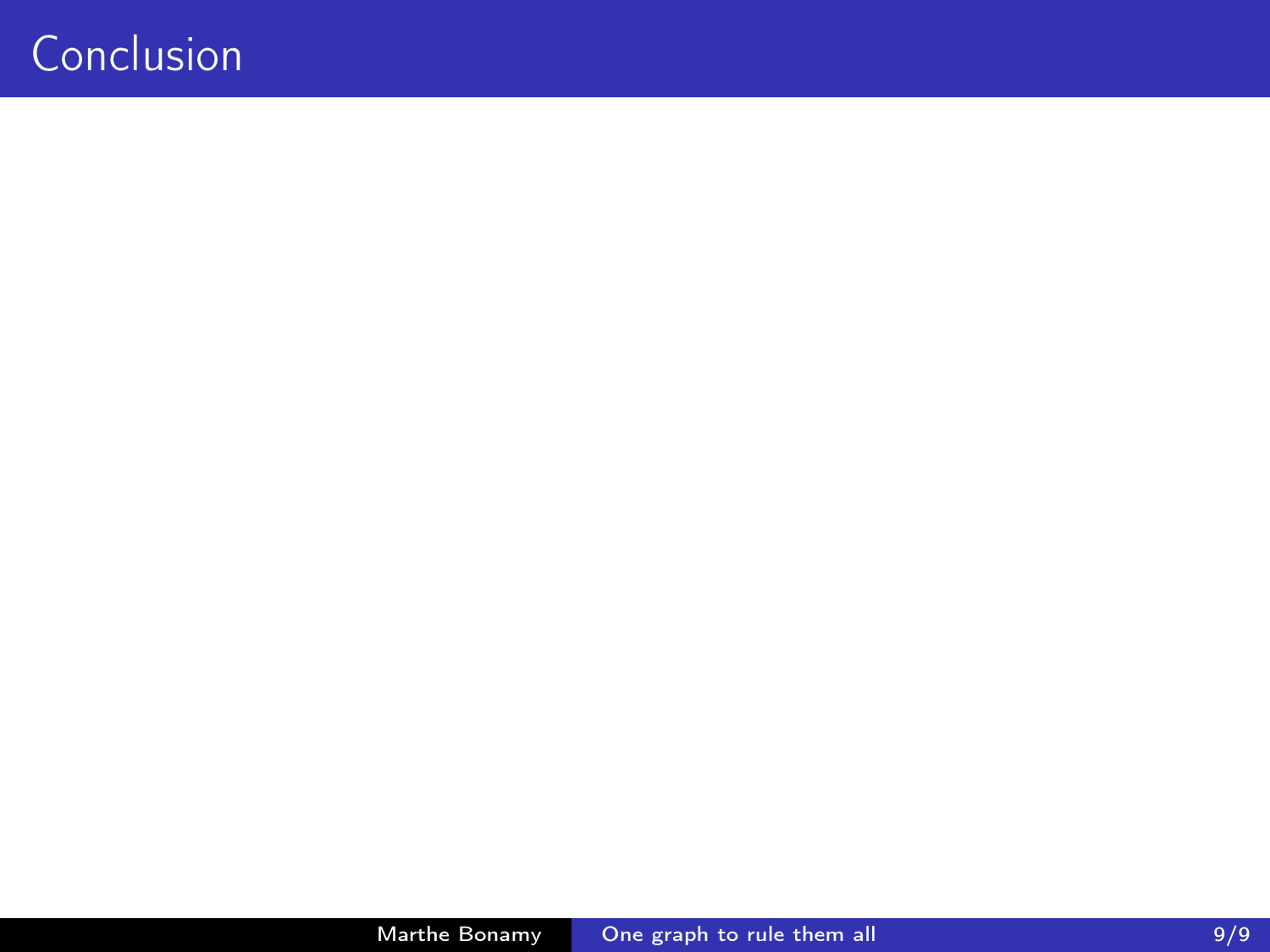# Conclusion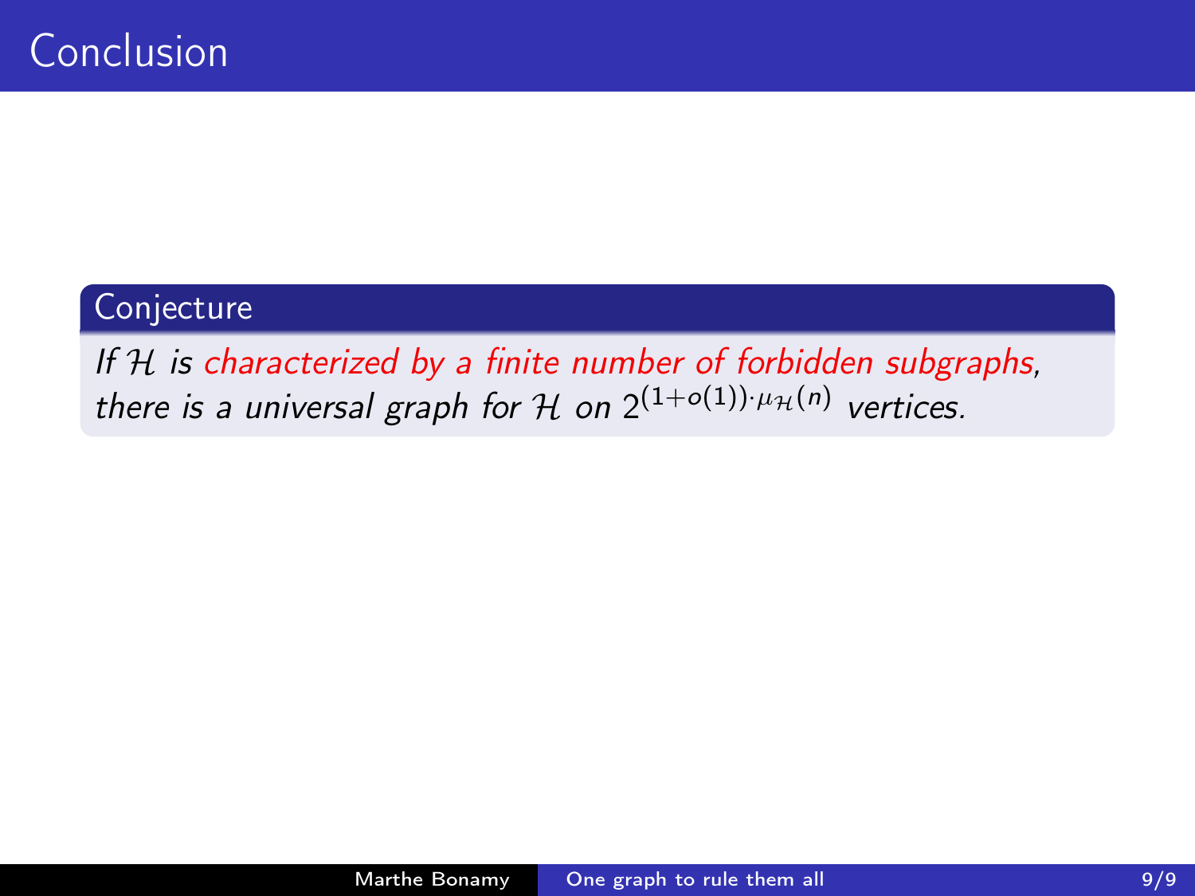# Conclusion

**Conjecture**

*If $\mathcal{H}$ is characterized by a finite number of forbidden subgraphs, there is a universal graph for $\mathcal{H}$ on $2^{(1+o(1))\cdot\mu_{\mathcal{H}}(n)}$ vertices.*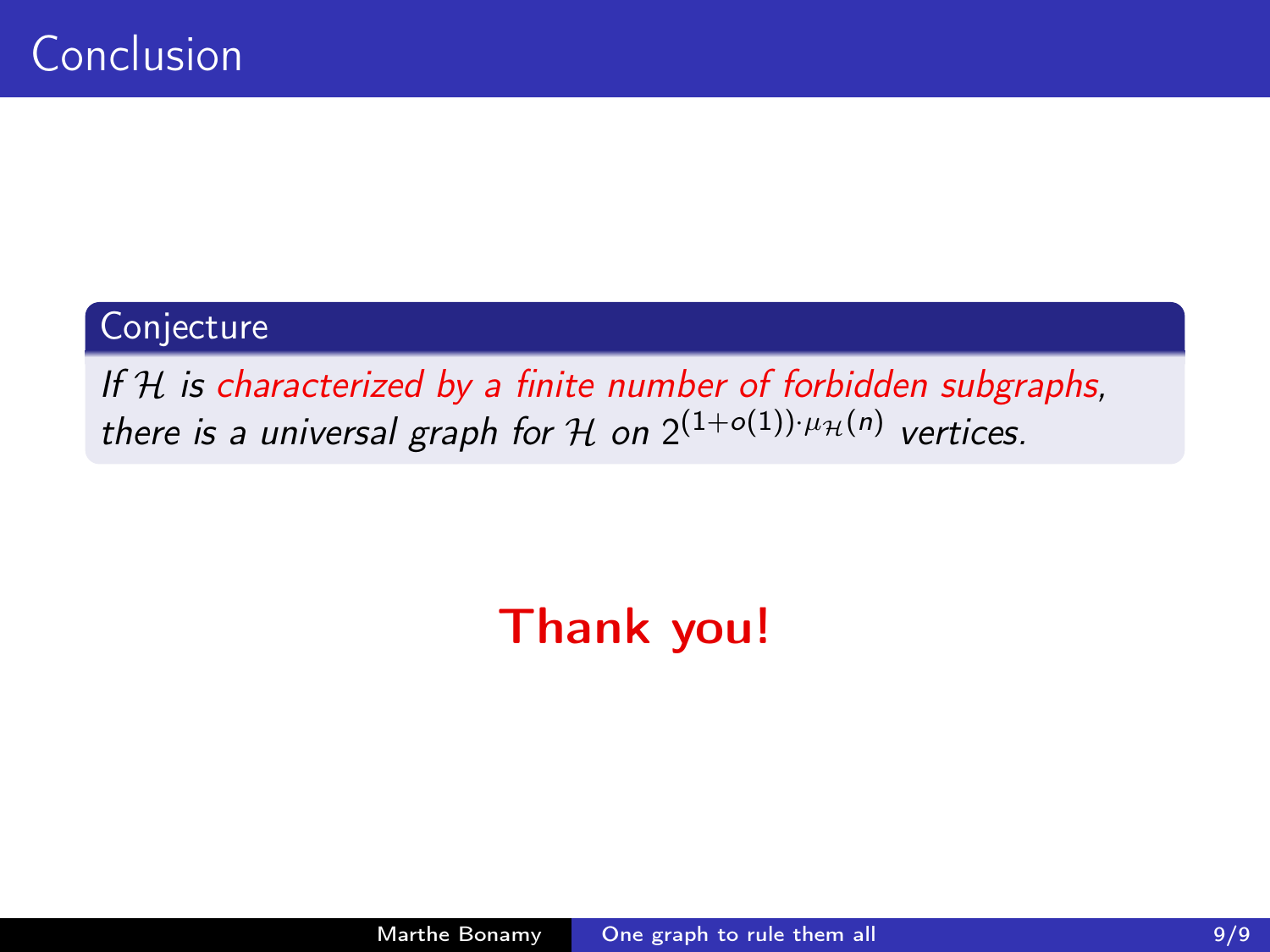# Conclusion

**Conjecture**

*If $\mathcal{H}$ is characterized by a finite number of forbidden subgraphs, there is a universal graph for $\mathcal{H}$ on $2^{(1+o(1))\cdot\mu_{\mathcal{H}}(n)}$ vertices.*

**Thank you!**